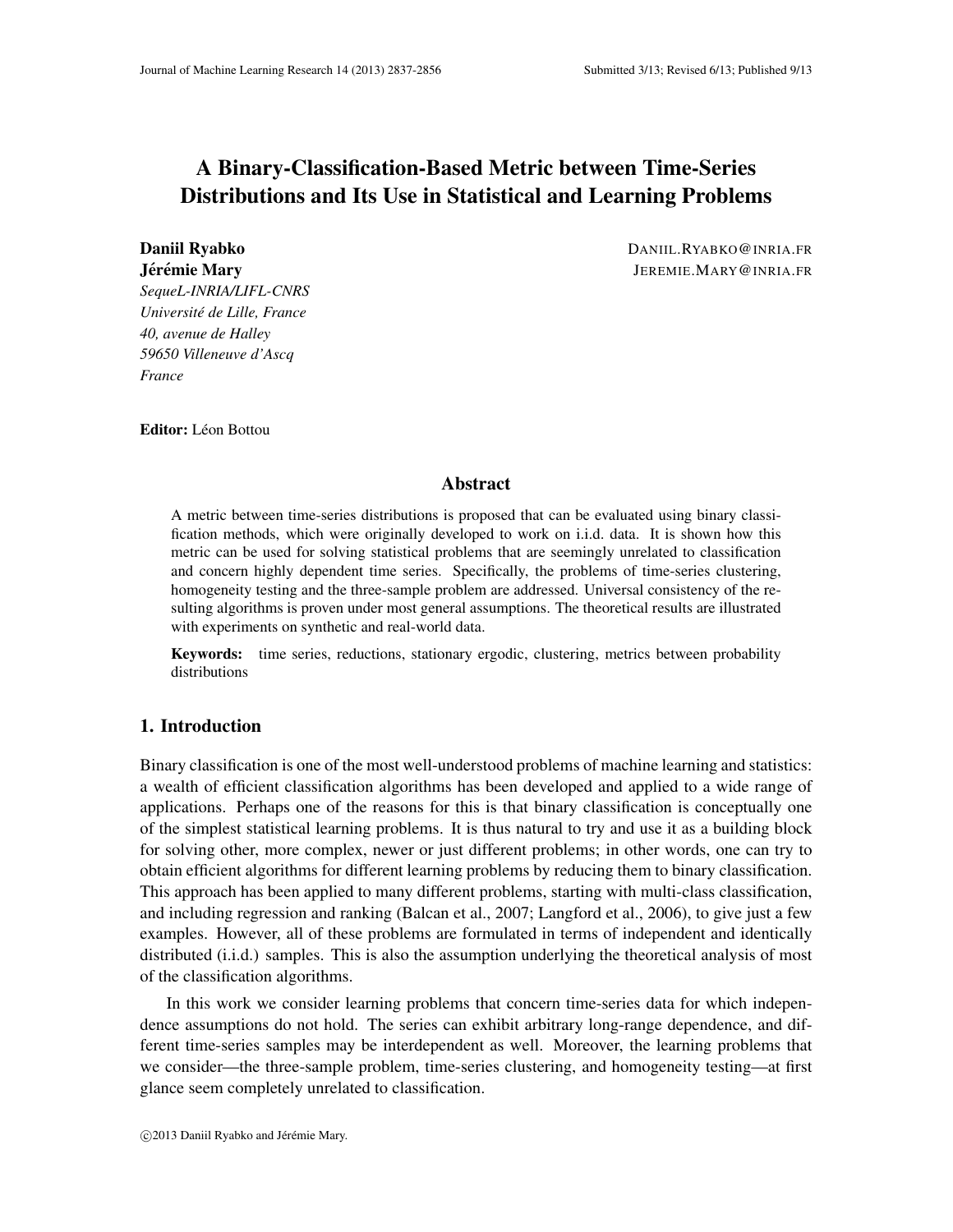# A Binary-Classification-Based Metric between Time-Series Distributions and Its Use in Statistical and Learning Problems

**Daniil Ryabko** DANIIL.RYABKO@INRIA.FR
**Jérémie Mary** JEREMIE.MARY@INRIA.FR
*SequeL-INRIA/LIFL-CNRS*
*Université de Lille, France*
*40, avenue de Halley*
*59650 Villeneuve d'Ascq*
*France*

**Editor:** Léon Bottou

## Abstract

A metric between time-series distributions is proposed that can be evaluated using binary classification methods, which were originally developed to work on i.i.d. data. It is shown how this metric can be used for solving statistical problems that are seemingly unrelated to classification and concern highly dependent time series. Specifically, the problems of time-series clustering, homogeneity testing and the three-sample problem are addressed. Universal consistency of the resulting algorithms is proven under most general assumptions. The theoretical results are illustrated with experiments on synthetic and real-world data.

**Keywords:** time series, reductions, stationary ergodic, clustering, metrics between probability distributions

## 1. Introduction

Binary classification is one of the most well-understood problems of machine learning and statistics: a wealth of efficient classification algorithms has been developed and applied to a wide range of applications. Perhaps one of the reasons for this is that binary classification is conceptually one of the simplest statistical learning problems. It is thus natural to try and use it as a building block for solving other, more complex, newer or just different problems; in other words, one can try to obtain efficient algorithms for different learning problems by reducing them to binary classification. This approach has been applied to many different problems, starting with multi-class classification, and including regression and ranking (Balcan et al., 2007; Langford et al., 2006), to give just a few examples. However, all of these problems are formulated in terms of independent and identically distributed (i.i.d.) samples. This is also the assumption underlying the theoretical analysis of most of the classification algorithms.

In this work we consider learning problems that concern time-series data for which independence assumptions do not hold. The series can exhibit arbitrary long-range dependence, and different time-series samples may be interdependent as well. Moreover, the learning problems that we consider—the three-sample problem, time-series clustering, and homogeneity testing—at first glance seem completely unrelated to classification.

©2013 Daniil Ryabko and Jérémie Mary.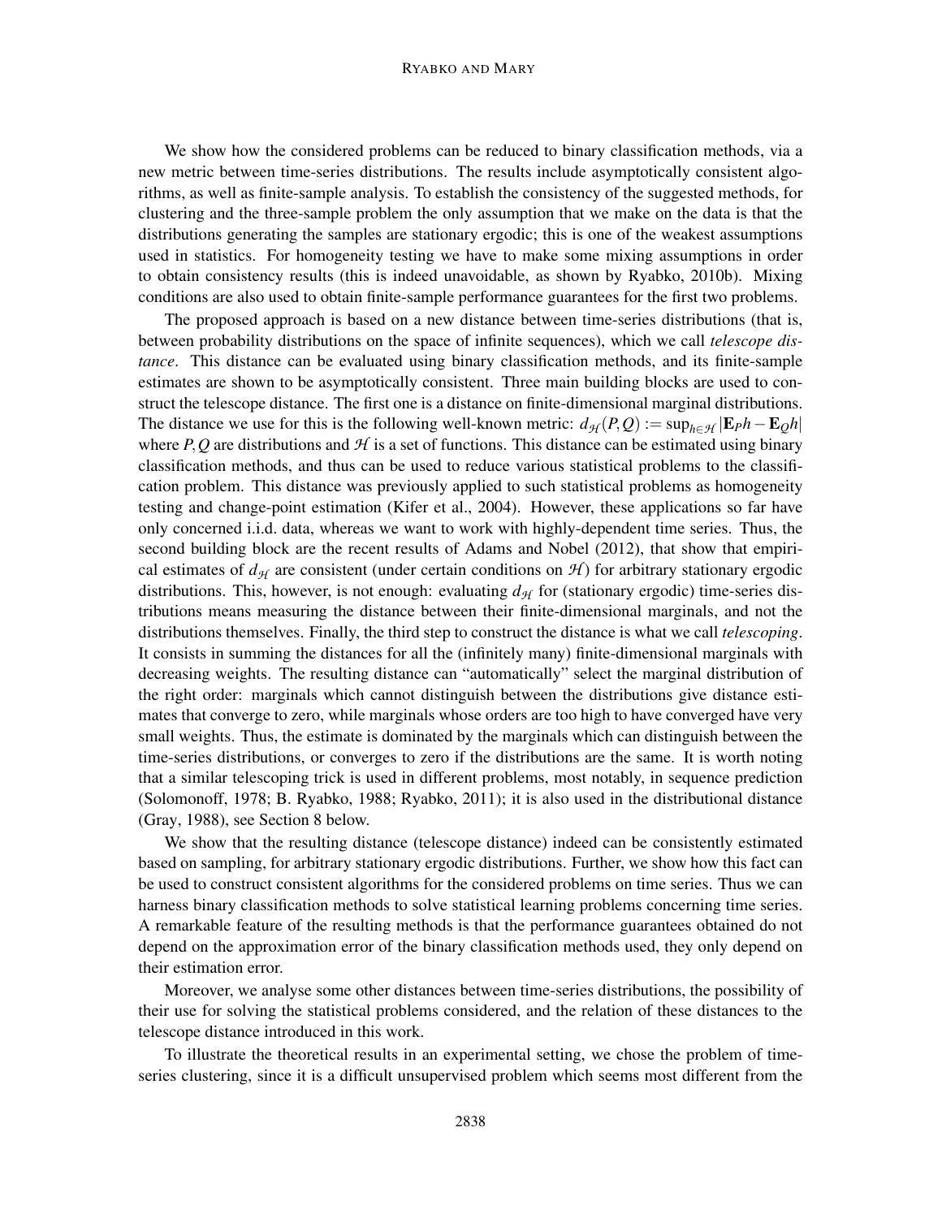We show how the considered problems can be reduced to binary classification methods, via a new metric between time-series distributions. The results include asymptotically consistent algorithms, as well as finite-sample analysis. To establish the consistency of the suggested methods, for clustering and the three-sample problem the only assumption that we make on the data is that the distributions generating the samples are stationary ergodic; this is one of the weakest assumptions used in statistics. For homogeneity testing we have to make some mixing assumptions in order to obtain consistency results (this is indeed unavoidable, as shown by Ryabko, 2010b). Mixing conditions are also used to obtain finite-sample performance guarantees for the first two problems.

The proposed approach is based on a new distance between time-series distributions (that is, between probability distributions on the space of infinite sequences), which we call *telescope distance*. This distance can be evaluated using binary classification methods, and its finite-sample estimates are shown to be asymptotically consistent. Three main building blocks are used to construct the telescope distance. The first one is a distance on finite-dimensional marginal distributions. The distance we use for this is the following well-known metric: $d_{\mathcal{H}}(P,Q) := \sup_{h\in\mathcal{H}} |\mathbf{E}_P h - \mathbf{E}_Q h|$ where $P, Q$ are distributions and $\mathcal{H}$ is a set of functions. This distance can be estimated using binary classification methods, and thus can be used to reduce various statistical problems to the classification problem. This distance was previously applied to such statistical problems as homogeneity testing and change-point estimation (Kifer et al., 2004). However, these applications so far have only concerned i.i.d. data, whereas we want to work with highly-dependent time series. Thus, the second building block are the recent results of Adams and Nobel (2012), that show that empirical estimates of $d_{\mathcal{H}}$ are consistent (under certain conditions on $\mathcal{H}$) for arbitrary stationary ergodic distributions. This, however, is not enough: evaluating $d_{\mathcal{H}}$ for (stationary ergodic) time-series distributions means measuring the distance between their finite-dimensional marginals, and not the distributions themselves. Finally, the third step to construct the distance is what we call *telescoping*. It consists in summing the distances for all the (infinitely many) finite-dimensional marginals with decreasing weights. The resulting distance can "automatically" select the marginal distribution of the right order: marginals which cannot distinguish between the distributions give distance estimates that converge to zero, while marginals whose orders are too high to have converged have very small weights. Thus, the estimate is dominated by the marginals which can distinguish between the time-series distributions, or converges to zero if the distributions are the same. It is worth noting that a similar telescoping trick is used in different problems, most notably, in sequence prediction (Solomonoff, 1978; B. Ryabko, 1988; Ryabko, 2011); it is also used in the distributional distance (Gray, 1988), see Section 8 below.

We show that the resulting distance (telescope distance) indeed can be consistently estimated based on sampling, for arbitrary stationary ergodic distributions. Further, we show how this fact can be used to construct consistent algorithms for the considered problems on time series. Thus we can harness binary classification methods to solve statistical learning problems concerning time series. A remarkable feature of the resulting methods is that the performance guarantees obtained do not depend on the approximation error of the binary classification methods used, they only depend on their estimation error.

Moreover, we analyse some other distances between time-series distributions, the possibility of their use for solving the statistical problems considered, and the relation of these distances to the telescope distance introduced in this work.

To illustrate the theoretical results in an experimental setting, we chose the problem of time-series clustering, since it is a difficult unsupervised problem which seems most different from the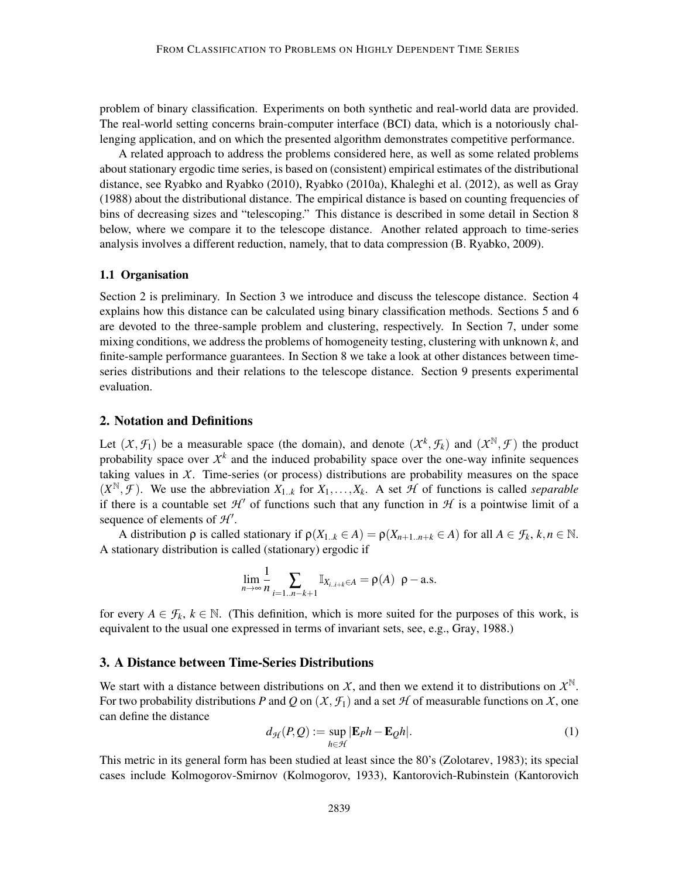problem of binary classification. Experiments on both synthetic and real-world data are provided. The real-world setting concerns brain-computer interface (BCI) data, which is a notoriously challenging application, and on which the presented algorithm demonstrates competitive performance.

A related approach to address the problems considered here, as well as some related problems about stationary ergodic time series, is based on (consistent) empirical estimates of the distributional distance, see Ryabko and Ryabko (2010), Ryabko (2010a), Khaleghi et al. (2012), as well as Gray (1988) about the distributional distance. The empirical distance is based on counting frequencies of bins of decreasing sizes and "telescoping." This distance is described in some detail in Section 8 below, where we compare it to the telescope distance. Another related approach to time-series analysis involves a different reduction, namely, that to data compression (B. Ryabko, 2009).

### 1.1 Organisation

Section 2 is preliminary. In Section 3 we introduce and discuss the telescope distance. Section 4 explains how this distance can be calculated using binary classification methods. Sections 5 and 6 are devoted to the three-sample problem and clustering, respectively. In Section 7, under some mixing conditions, we address the problems of homogeneity testing, clustering with unknown $k$, and finite-sample performance guarantees. In Section 8 we take a look at other distances between time-series distributions and their relations to the telescope distance. Section 9 presents experimental evaluation.

## 2. Notation and Definitions

Let $(\mathcal{X}, \mathcal{F}_1)$ be a measurable space (the domain), and denote $(\mathcal{X}^k, \mathcal{F}_k)$ and $(\mathcal{X}^{\mathbb{N}}, \mathcal{F})$ the product probability space over $\mathcal{X}^k$ and the induced probability space over the one-way infinite sequences taking values in $\mathcal{X}$. Time-series (or process) distributions are probability measures on the space $(\mathcal{X}^{\mathbb{N}}, \mathcal{F})$. We use the abbreviation $X_{1..k}$ for $X_1, \ldots, X_k$. A set $\mathcal{H}$ of functions is called *separable* if there is a countable set $\mathcal{H}'$ of functions such that any function in $\mathcal{H}$ is a pointwise limit of a sequence of elements of $\mathcal{H}'$.

A distribution $\rho$ is called stationary if $\rho(X_{1..k} \in A) = \rho(X_{n+1..n+k} \in A)$ for all $A \in \mathcal{F}_k$, $k, n \in \mathbb{N}$. A stationary distribution is called (stationary) ergodic if

$$\lim_{n\to\infty} \frac{1}{n} \sum_{i=1..n-k+1} \mathbb{I}_{X_{i..i+k} \in A} = \rho(A) \ \ \rho-\text{a.s.}$$

for every $A \in \mathcal{F}_k$, $k \in \mathbb{N}$. (This definition, which is more suited for the purposes of this work, is equivalent to the usual one expressed in terms of invariant sets, see, e.g., Gray, 1988.)

## 3. A Distance between Time-Series Distributions

We start with a distance between distributions on $\mathcal{X}$, and then we extend it to distributions on $\mathcal{X}^{\mathbb{N}}$. For two probability distributions $P$ and $Q$ on $(\mathcal{X}, \mathcal{F}_1)$ and a set $\mathcal{H}$ of measurable functions on $\mathcal{X}$, one can define the distance

$$d_{\mathcal{H}}(P, Q) := \sup_{h \in \mathcal{H}} |\mathbf{E}_P h - \mathbf{E}_Q h|. \tag{1}$$

This metric in its general form has been studied at least since the 80's (Zolotarev, 1983); its special cases include Kolmogorov-Smirnov (Kolmogorov, 1933), Kantorovich-Rubinstein (Kantorovich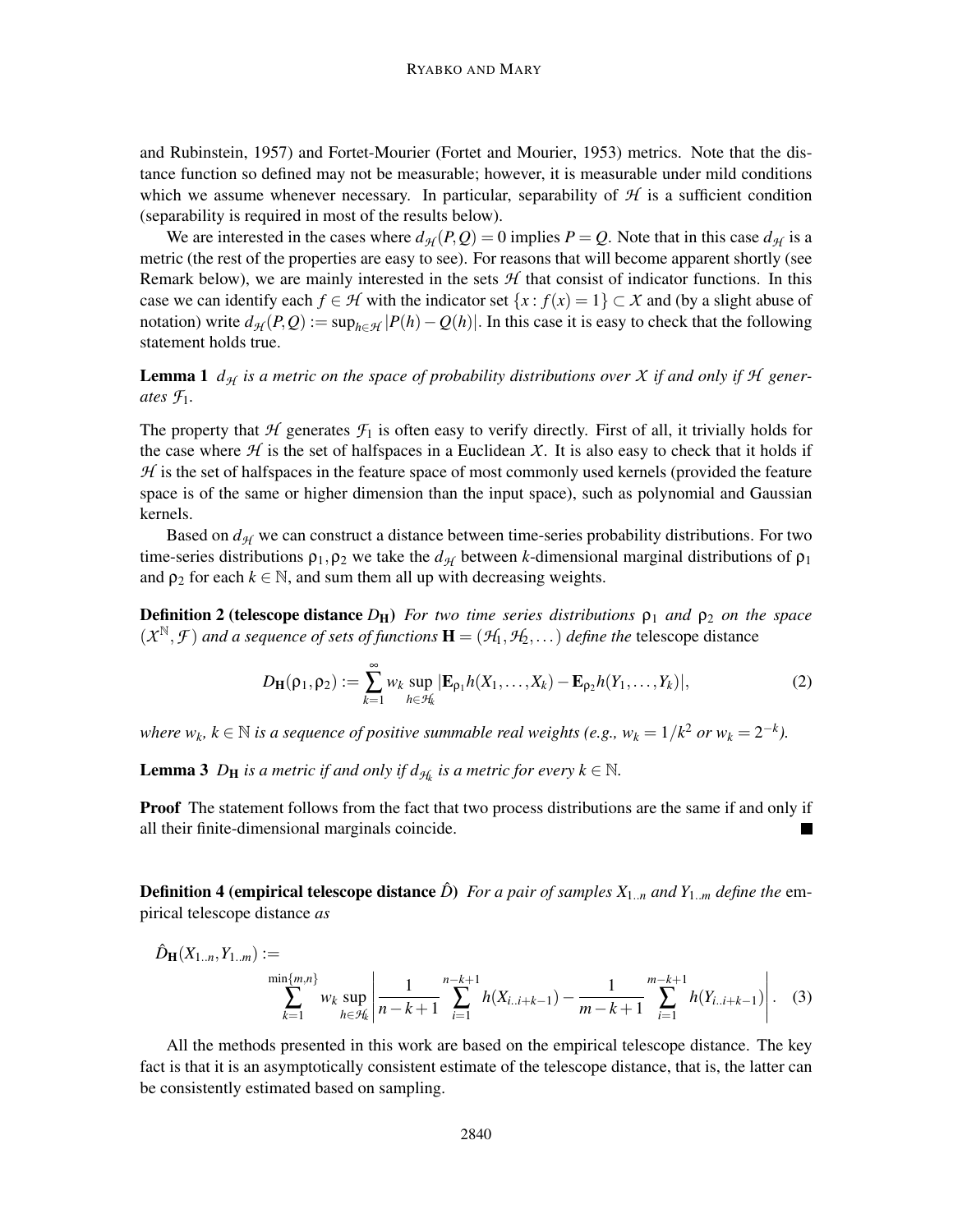and Rubinstein, 1957) and Fortet-Mourier (Fortet and Mourier, 1953) metrics. Note that the distance function so defined may not be measurable; however, it is measurable under mild conditions which we assume whenever necessary. In particular, separability of $\mathcal{H}$ is a sufficient condition (separability is required in most of the results below).

We are interested in the cases where $d_{\mathcal{H}}(P,Q) = 0$ implies $P = Q$. Note that in this case $d_{\mathcal{H}}$ is a metric (the rest of the properties are easy to see). For reasons that will become apparent shortly (see Remark below), we are mainly interested in the sets $\mathcal{H}$ that consist of indicator functions. In this case we can identify each $f \in \mathcal{H}$ with the indicator set $\{x : f(x) = 1\} \subset \mathcal{X}$ and (by a slight abuse of notation) write $d_{\mathcal{H}}(P,Q) := \sup_{h \in \mathcal{H}} |P(h) - Q(h)|$. In this case it is easy to check that the following statement holds true.

**Lemma 1** *$d_{\mathcal{H}}$ is a metric on the space of probability distributions over $\mathcal{X}$ if and only if $\mathcal{H}$ generates $\mathcal{F}_1$.*

The property that $\mathcal{H}$ generates $\mathcal{F}_1$ is often easy to verify directly. First of all, it trivially holds for the case where $\mathcal{H}$ is the set of halfspaces in a Euclidean $\mathcal{X}$. It is also easy to check that it holds if $\mathcal{H}$ is the set of halfspaces in the feature space of most commonly used kernels (provided the feature space is of the same or higher dimension than the input space), such as polynomial and Gaussian kernels.

Based on $d_{\mathcal{H}}$ we can construct a distance between time-series probability distributions. For two time-series distributions $\rho_1, \rho_2$ we take the $d_{\mathcal{H}}$ between $k$-dimensional marginal distributions of $\rho_1$ and $\rho_2$ for each $k \in \mathbb{N}$, and sum them all up with decreasing weights.

**Definition 2 (telescope distance $D_{\mathbf{H}}$)** *For two time series distributions $\rho_1$ and $\rho_2$ on the space $(\mathcal{X}^{\mathbb{N}}, \mathcal{F})$ and a sequence of sets of functions $\mathbf{H} = (\mathcal{H}_1, \mathcal{H}_2, \dots)$ define the* telescope distance

$$D_{\mathbf{H}}(\rho_1, \rho_2) := \sum_{k=1}^{\infty} w_k \sup_{h \in \mathcal{H}_k} |\mathbf{E}_{\rho_1} h(X_1, \dots, X_k) - \mathbf{E}_{\rho_2} h(Y_1, \dots, Y_k)|, \tag{2}$$

*where $w_k$, $k \in \mathbb{N}$ is a sequence of positive summable real weights (e.g., $w_k = 1/k^2$ or $w_k = 2^{-k}$).*

**Lemma 3** *$D_{\mathbf{H}}$ is a metric if and only if $d_{\mathcal{H}_k}$ is a metric for every $k \in \mathbb{N}$.*

**Proof** The statement follows from the fact that two process distributions are the same if and only if all their finite-dimensional marginals coincide. ■

**Definition 4 (empirical telescope distance $\hat{D}$)** *For a pair of samples $X_{1..n}$ and $Y_{1..m}$ define the* empirical telescope distance *as*

$$\hat{D}_{\mathbf{H}}(X_{1..n}, Y_{1..m}) := \sum_{k=1}^{\min\{m,n\}} w_k \sup_{h \in \mathcal{H}_k} \left| \frac{1}{n-k+1} \sum_{i=1}^{n-k+1} h(X_{i..i+k-1}) - \frac{1}{m-k+1} \sum_{i=1}^{m-k+1} h(Y_{i..i+k-1}) \right|. \tag{3}$$

All the methods presented in this work are based on the empirical telescope distance. The key fact is that it is an asymptotically consistent estimate of the telescope distance, that is, the latter can be consistently estimated based on sampling.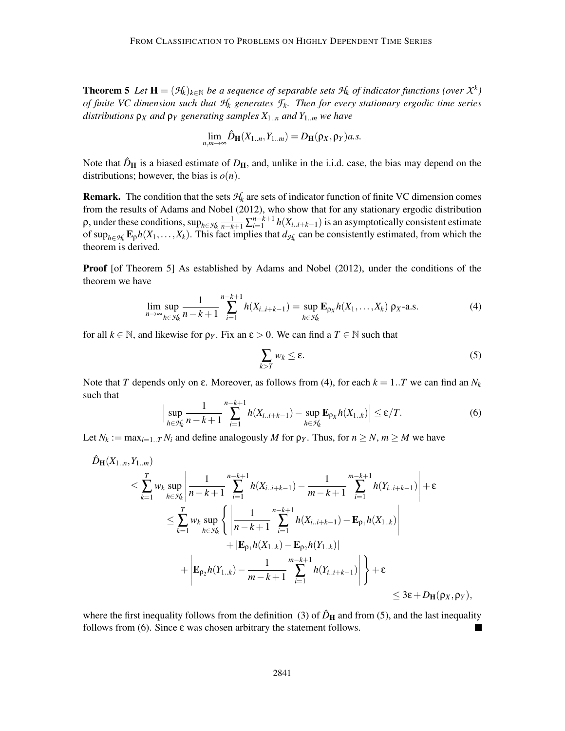**Theorem 5** *Let $\mathbf{H} = (\mathcal{H}_k)_{k\in\mathbb{N}}$ be a sequence of separable sets $\mathcal{H}_k$ of indicator functions (over $\mathcal{X}^k$) of finite VC dimension such that $\mathcal{H}_k$ generates $\mathcal{F}_k$. Then for every stationary ergodic time series distributions $\rho_X$ and $\rho_Y$ generating samples $X_{1..n}$ and $Y_{1..m}$ we have*

$$\lim_{n,m\to\infty} \hat{D}_{\mathbf{H}}(X_{1..n}, Y_{1..m}) = D_{\mathbf{H}}(\rho_X, \rho_Y) a.s.$$

Note that $\hat{D}_{\mathbf{H}}$ is a biased estimate of $D_{\mathbf{H}}$, and, unlike in the i.i.d. case, the bias may depend on the distributions; however, the bias is $o(n)$.

**Remark.** The condition that the sets $\mathcal{H}_k$ are sets of indicator function of finite VC dimension comes from the results of Adams and Nobel (2012), who show that for any stationary ergodic distribution $\rho$, under these conditions, $\sup_{h\in\mathcal{H}_k} \frac{1}{n-k+1}\sum_{i=1}^{n-k+1} h(X_{i..i+k-1})$ is an asymptotically consistent estimate of $\sup_{h\in\mathcal{H}_k} \mathbf{E}_\rho h(X_1,\dots,X_k)$. This fact implies that $d_{\mathcal{H}_k}$ can be consistently estimated, from which the theorem is derived.

**Proof** [of Theorem 5] As established by Adams and Nobel (2012), under the conditions of the theorem we have

$$\lim_{n\to\infty} \sup_{h\in\mathcal{H}_k} \frac{1}{n-k+1}\sum_{i=1}^{n-k+1} h(X_{i..i+k-1}) = \sup_{h\in\mathcal{H}_k} \mathbf{E}_{\rho_X} h(X_1,\dots,X_k) \ \rho_X\text{-a.s.} \tag{4}$$

for all $k \in \mathbb{N}$, and likewise for $\rho_Y$. Fix an $\varepsilon > 0$. We can find a $T \in \mathbb{N}$ such that

$$\sum_{k>T} w_k \le \varepsilon. \tag{5}$$

Note that $T$ depends only on $\varepsilon$. Moreover, as follows from (4), for each $k = 1..T$ we can find an $N_k$ such that

$$\Big| \sup_{h\in\mathcal{H}_k} \frac{1}{n-k+1}\sum_{i=1}^{n-k+1} h(X_{i..i+k-1}) - \sup_{h\in\mathcal{H}_k} \mathbf{E}_{\rho_X} h(X_{1..k}) \Big| \le \varepsilon/T. \tag{6}$$

Let $N_k := \max_{i=1..T} N_i$ and define analogously $M$ for $\rho_Y$. Thus, for $n \ge N$, $m \ge M$ we have

$$\begin{aligned}
\hat{D}_{\mathbf{H}}&(X_{1..n}, Y_{1..m}) \\
&\le \sum_{k=1}^{T} w_k \sup_{h\in\mathcal{H}_k} \left| \frac{1}{n-k+1}\sum_{i=1}^{n-k+1} h(X_{i..i+k-1}) - \frac{1}{m-k+1}\sum_{i=1}^{m-k+1} h(Y_{i..i+k-1}) \right| + \varepsilon \\
&\le \sum_{k=1}^{T} w_k \sup_{h\in\mathcal{H}_k} \Bigg\{ \left| \frac{1}{n-k+1}\sum_{i=1}^{n-k+1} h(X_{i..i+k-1}) - \mathbf{E}_{\rho_1} h(X_{1..k}) \right| \\
&\qquad + |\mathbf{E}_{\rho_1} h(X_{1..k}) - \mathbf{E}_{\rho_2} h(Y_{1..k})| \\
&\qquad + \left| \mathbf{E}_{\rho_2} h(Y_{1..k}) - \frac{1}{m-k+1}\sum_{i=1}^{m-k+1} h(Y_{i..i+k-1}) \right| \Bigg\} + \varepsilon \\
&\le 3\varepsilon + D_{\mathbf{H}}(\rho_X, \rho_Y),
\end{aligned}$$

where the first inequality follows from the definition (3) of $\hat{D}_{\mathbf{H}}$ and from (5), and the last inequality follows from (6). Since $\varepsilon$ was chosen arbitrary the statement follows. ∎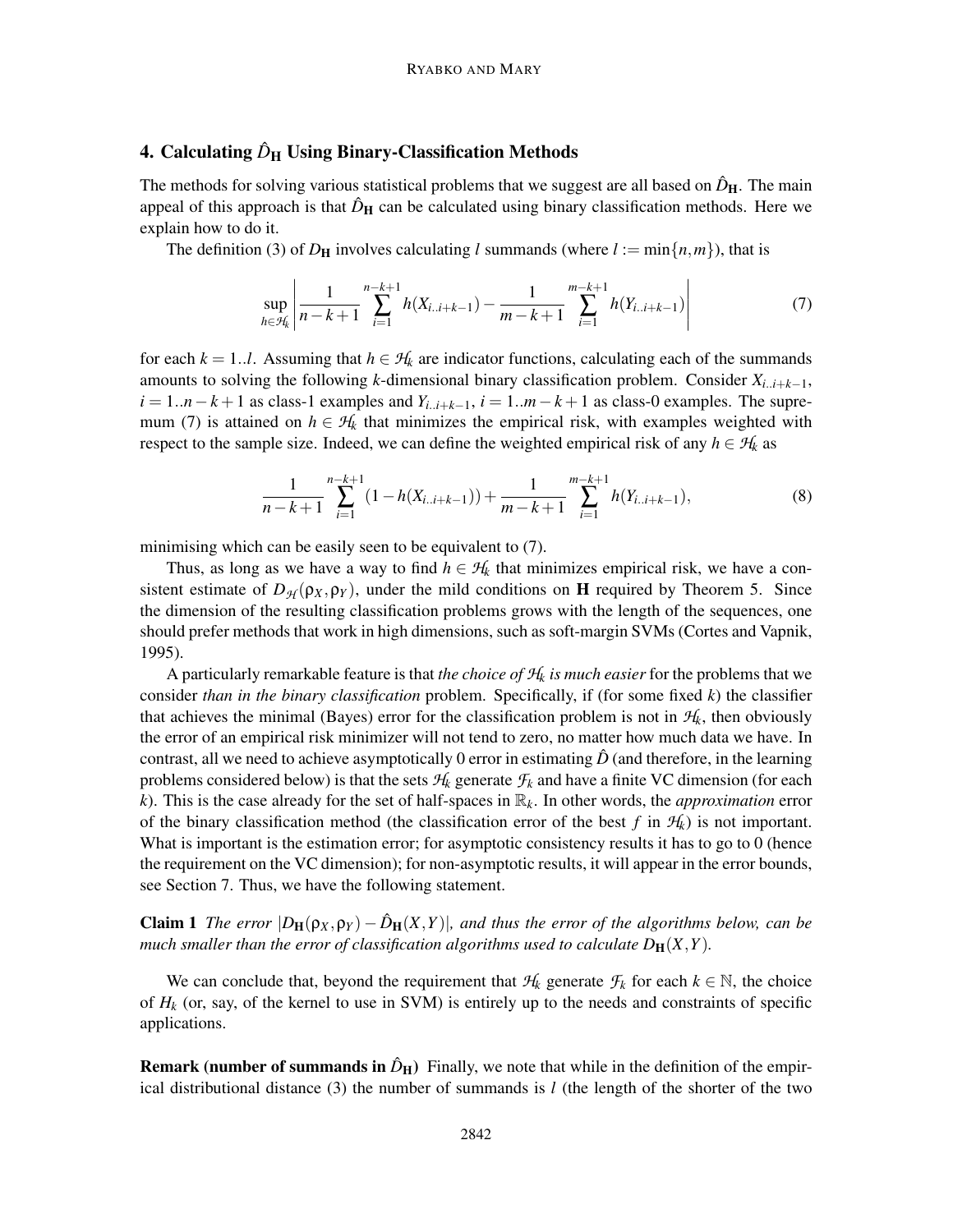## 4. Calculating $\hat{D}_{\mathbf{H}}$ Using Binary-Classification Methods

The methods for solving various statistical problems that we suggest are all based on $\hat{D}_{\mathbf{H}}$. The main appeal of this approach is that $\hat{D}_{\mathbf{H}}$ can be calculated using binary classification methods. Here we explain how to do it.

The definition (3) of $D_{\mathbf{H}}$ involves calculating $l$ summands (where $l := \min\{n,m\}$), that is

$$\sup_{h\in\mathcal{H}_k}\left|\frac{1}{n-k+1}\sum_{i=1}^{n-k+1}h(X_{i..i+k-1})-\frac{1}{m-k+1}\sum_{i=1}^{m-k+1}h(Y_{i..i+k-1})\right| \tag{7}$$

for each $k = 1..l$. Assuming that $h \in \mathcal{H}_k$ are indicator functions, calculating each of the summands amounts to solving the following $k$-dimensional binary classification problem. Consider $X_{i..i+k-1}$, $i = 1..n-k+1$ as class-1 examples and $Y_{i..i+k-1}$, $i = 1..m-k+1$ as class-0 examples. The supremum (7) is attained on $h \in \mathcal{H}_k$ that minimizes the empirical risk, with examples weighted with respect to the sample size. Indeed, we can define the weighted empirical risk of any $h \in \mathcal{H}_k$ as

$$\frac{1}{n-k+1}\sum_{i=1}^{n-k+1}(1-h(X_{i..i+k-1}))+\frac{1}{m-k+1}\sum_{i=1}^{m-k+1}h(Y_{i..i+k-1}), \tag{8}$$

minimising which can be easily seen to be equivalent to (7).

Thus, as long as we have a way to find $h \in \mathcal{H}_k$ that minimizes empirical risk, we have a consistent estimate of $D_{\mathcal{H}}(\rho_X,\rho_Y)$, under the mild conditions on $\mathbf{H}$ required by Theorem 5. Since the dimension of the resulting classification problems grows with the length of the sequences, one should prefer methods that work in high dimensions, such as soft-margin SVMs (Cortes and Vapnik, 1995).

A particularly remarkable feature is that *the choice of $\mathcal{H}_k$ is much easier* for the problems that we consider *than in the binary classification* problem. Specifically, if (for some fixed $k$) the classifier that achieves the minimal (Bayes) error for the classification problem is not in $\mathcal{H}_k$, then obviously the error of an empirical risk minimizer will not tend to zero, no matter how much data we have. In contrast, all we need to achieve asymptotically 0 error in estimating $\hat{D}$ (and therefore, in the learning problems considered below) is that the sets $\mathcal{H}_k$ generate $\mathcal{F}_k$ and have a finite VC dimension (for each $k$). This is the case already for the set of half-spaces in $\mathbb{R}_k$. In other words, the *approximation* error of the binary classification method (the classification error of the best $f$ in $\mathcal{H}_k$) is not important. What is important is the estimation error; for asymptotic consistency results it has to go to 0 (hence the requirement on the VC dimension); for non-asymptotic results, it will appear in the error bounds, see Section 7. Thus, we have the following statement.

**Claim 1** *The error $|D_{\mathbf{H}}(\rho_X,\rho_Y)-\hat{D}_{\mathbf{H}}(X,Y)|$, and thus the error of the algorithms below, can be much smaller than the error of classification algorithms used to calculate $D_{\mathbf{H}}(X,Y)$.*

We can conclude that, beyond the requirement that $\mathcal{H}_k$ generate $\mathcal{F}_k$ for each $k \in \mathbb{N}$, the choice of $H_k$ (or, say, of the kernel to use in SVM) is entirely up to the needs and constraints of specific applications.

**Remark (number of summands in $\hat{D}_{\mathbf{H}}$)** Finally, we note that while in the definition of the empirical distributional distance (3) the number of summands is $l$ (the length of the shorter of the two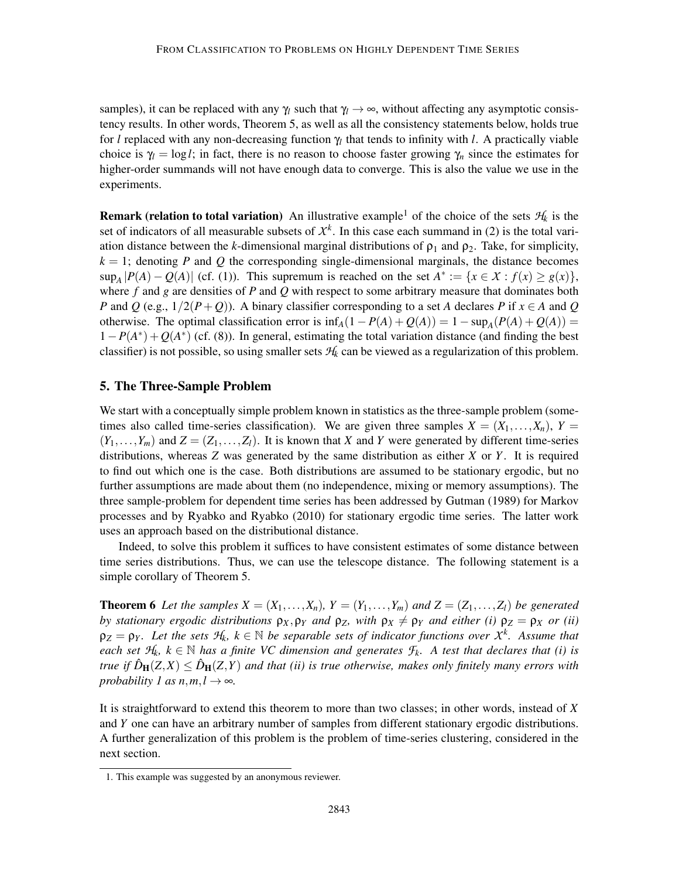samples), it can be replaced with any $\gamma_l$ such that $\gamma_l \to \infty$, without affecting any asymptotic consistency results. In other words, Theorem 5, as well as all the consistency statements below, holds true for $l$ replaced with any non-decreasing function $\gamma_l$ that tends to infinity with $l$. A practically viable choice is $\gamma_l = \log l$; in fact, there is no reason to choose faster growing $\gamma_n$ since the estimates for higher-order summands will not have enough data to converge. This is also the value we use in the experiments.

**Remark (relation to total variation)** An illustrative example[1] of the choice of the sets $\mathcal{H}_k$ is the set of indicators of all measurable subsets of $\mathcal{X}^k$. In this case each summand in (2) is the total variation distance between the $k$-dimensional marginal distributions of $\rho_1$ and $\rho_2$. Take, for simplicity, $k = 1$; denoting $P$ and $Q$ the corresponding single-dimensional marginals, the distance becomes $\sup_A |P(A) - Q(A)|$ (cf. (1)). This supremum is reached on the set $A^* := \{x \in \mathcal{X} : f(x) \geq g(x)\}$, where $f$ and $g$ are densities of $P$ and $Q$ with respect to some arbitrary measure that dominates both $P$ and $Q$ (e.g., $1/2(P+Q)$). A binary classifier corresponding to a set $A$ declares $P$ if $x \in A$ and $Q$ otherwise. The optimal classification error is $\inf_A(1 - P(A) + Q(A)) = 1 - \sup_A(P(A) + Q(A)) = 1 - P(A^*) + Q(A^*)$ (cf. (8)). In general, estimating the total variation distance (and finding the best classifier) is not possible, so using smaller sets $\mathcal{H}_k$ can be viewed as a regularization of this problem.

## 5. The Three-Sample Problem

We start with a conceptually simple problem known in statistics as the three-sample problem (sometimes also called time-series classification). We are given three samples $X = (X_1, \ldots, X_n)$, $Y = (Y_1, \ldots, Y_m)$ and $Z = (Z_1, \ldots, Z_l)$. It is known that $X$ and $Y$ were generated by different time-series distributions, whereas $Z$ was generated by the same distribution as either $X$ or $Y$. It is required to find out which one is the case. Both distributions are assumed to be stationary ergodic, but no further assumptions are made about them (no independence, mixing or memory assumptions). The three sample-problem for dependent time series has been addressed by Gutman (1989) for Markov processes and by Ryabko and Ryabko (2010) for stationary ergodic time series. The latter work uses an approach based on the distributional distance.

Indeed, to solve this problem it suffices to have consistent estimates of some distance between time series distributions. Thus, we can use the telescope distance. The following statement is a simple corollary of Theorem 5.

**Theorem 6** *Let the samples $X = (X_1, \ldots, X_n)$, $Y = (Y_1, \ldots, Y_m)$ and $Z = (Z_1, \ldots, Z_l)$ be generated by stationary ergodic distributions $\rho_X, \rho_Y$ and $\rho_Z$, with $\rho_X \neq \rho_Y$ and either (i) $\rho_Z = \rho_X$ or (ii) $\rho_Z = \rho_Y$. Let the sets $\mathcal{H}_k$, $k \in \mathbb{N}$ be separable sets of indicator functions over $\mathcal{X}^k$. Assume that each set $\mathcal{H}_k$, $k \in \mathbb{N}$ has a finite VC dimension and generates $\mathcal{F}_k$. A test that declares that (i) is true if $\hat{D}_{\mathbf{H}}(Z,X) \leq \hat{D}_{\mathbf{H}}(Z,Y)$ and that (ii) is true otherwise, makes only finitely many errors with probability 1 as $n, m, l \to \infty$.*

It is straightforward to extend this theorem to more than two classes; in other words, instead of $X$ and $Y$ one can have an arbitrary number of samples from different stationary ergodic distributions. A further generalization of this problem is the problem of time-series clustering, considered in the next section.

[1] This example was suggested by an anonymous reviewer.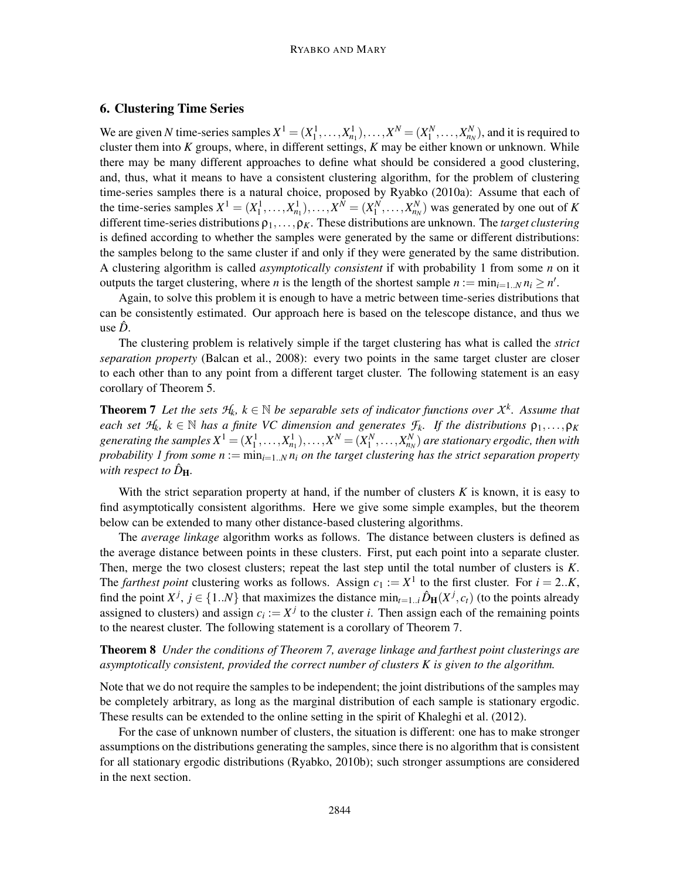## 6. Clustering Time Series

We are given $N$ time-series samples $X^1 = (X^1_1, \dots, X^1_{n_1}), \dots, X^N = (X^N_1, \dots, X^N_{n_N})$, and it is required to cluster them into $K$ groups, where, in different settings, $K$ may be either known or unknown. While there may be many different approaches to define what should be considered a good clustering, and, thus, what it means to have a consistent clustering algorithm, for the problem of clustering time-series samples there is a natural choice, proposed by Ryabko (2010a): Assume that each of the time-series samples $X^1 = (X^1_1, \dots, X^1_{n_1}), \dots, X^N = (X^N_1, \dots, X^N_{n_N})$ was generated by one out of $K$ different time-series distributions $\rho_1, \dots, \rho_K$. These distributions are unknown. The *target clustering* is defined according to whether the samples were generated by the same or different distributions: the samples belong to the same cluster if and only if they were generated by the same distribution. A clustering algorithm is called *asymptotically consistent* if with probability 1 from some $n$ on it outputs the target clustering, where $n$ is the length of the shortest sample $n := \min_{i=1..N} n_i \geq n'$.

Again, to solve this problem it is enough to have a metric between time-series distributions that can be consistently estimated. Our approach here is based on the telescope distance, and thus we use $\hat{D}$.

The clustering problem is relatively simple if the target clustering has what is called the *strict separation property* (Balcan et al., 2008): every two points in the same target cluster are closer to each other than to any point from a different target cluster. The following statement is an easy corollary of Theorem 5.

**Theorem 7** *Let the sets $\mathcal{H}_k$, $k \in \mathbb{N}$ be separable sets of indicator functions over $\mathcal{X}^k$. Assume that each set $\mathcal{H}_k$, $k \in \mathbb{N}$ has a finite VC dimension and generates $\mathcal{F}_k$. If the distributions $\rho_1, \dots, \rho_K$ generating the samples $X^1 = (X^1_1, \dots, X^1_{n_1}), \dots, X^N = (X^N_1, \dots, X^N_{n_N})$ are stationary ergodic, then with probability 1 from some $n := \min_{i=1..N} n_i$ on the target clustering has the strict separation property with respect to $\hat{D}_{\mathbf{H}}$.*

With the strict separation property at hand, if the number of clusters $K$ is known, it is easy to find asymptotically consistent algorithms. Here we give some simple examples, but the theorem below can be extended to many other distance-based clustering algorithms.

The *average linkage* algorithm works as follows. The distance between clusters is defined as the average distance between points in these clusters. First, put each point into a separate cluster. Then, merge the two closest clusters; repeat the last step until the total number of clusters is $K$. The *farthest point* clustering works as follows. Assign $c_1 := X^1$ to the first cluster. For $i = 2..K$, find the point $X^j$, $j \in \{1..N\}$ that maximizes the distance $\min_{t=1..i} \hat{D}_{\mathbf{H}}(X^j, c_t)$ (to the points already assigned to clusters) and assign $c_i := X^j$ to the cluster $i$. Then assign each of the remaining points to the nearest cluster. The following statement is a corollary of Theorem 7.

**Theorem 8** *Under the conditions of Theorem 7, average linkage and farthest point clusterings are asymptotically consistent, provided the correct number of clusters $K$ is given to the algorithm.*

Note that we do not require the samples to be independent; the joint distributions of the samples may be completely arbitrary, as long as the marginal distribution of each sample is stationary ergodic. These results can be extended to the online setting in the spirit of Khaleghi et al. (2012).

For the case of unknown number of clusters, the situation is different: one has to make stronger assumptions on the distributions generating the samples, since there is no algorithm that is consistent for all stationary ergodic distributions (Ryabko, 2010b); such stronger assumptions are considered in the next section.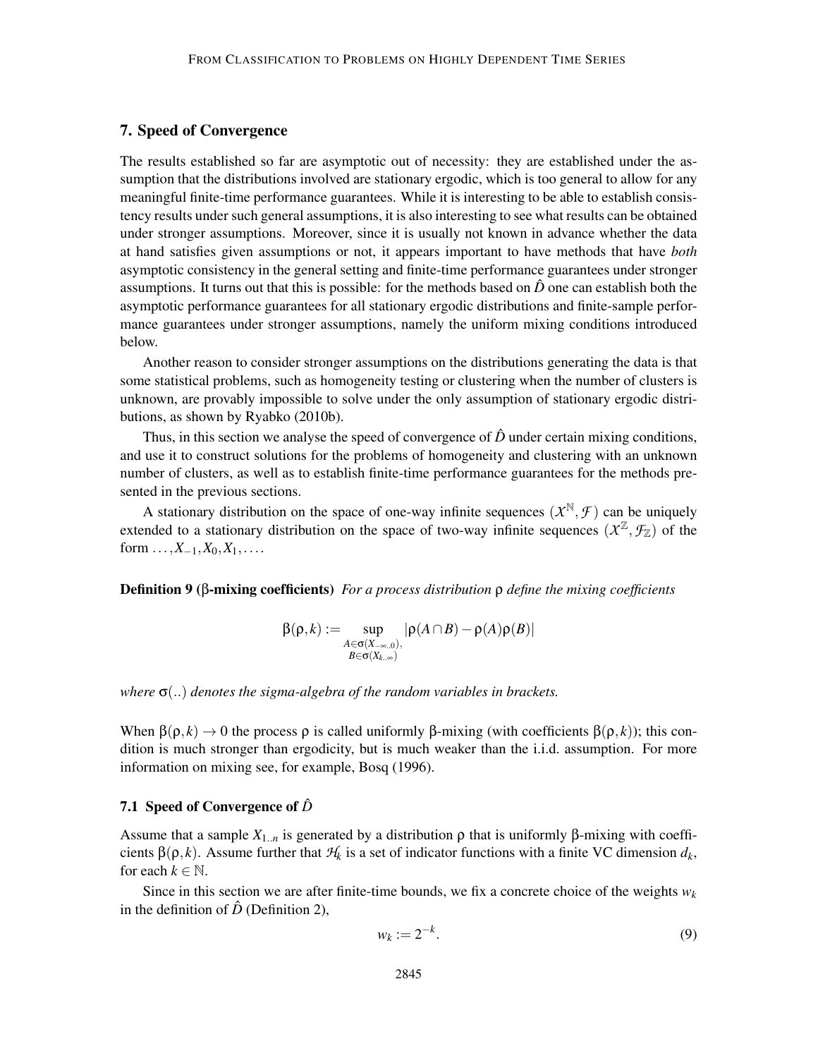## 7. Speed of Convergence

The results established so far are asymptotic out of necessity: they are established under the assumption that the distributions involved are stationary ergodic, which is too general to allow for any meaningful finite-time performance guarantees. While it is interesting to be able to establish consistency results under such general assumptions, it is also interesting to see what results can be obtained under stronger assumptions. Moreover, since it is usually not known in advance whether the data at hand satisfies given assumptions or not, it appears important to have methods that have *both* asymptotic consistency in the general setting and finite-time performance guarantees under stronger assumptions. It turns out that this is possible: for the methods based on $\hat{D}$ one can establish both the asymptotic performance guarantees for all stationary ergodic distributions and finite-sample performance guarantees under stronger assumptions, namely the uniform mixing conditions introduced below.

Another reason to consider stronger assumptions on the distributions generating the data is that some statistical problems, such as homogeneity testing or clustering when the number of clusters is unknown, are provably impossible to solve under the only assumption of stationary ergodic distributions, as shown by Ryabko (2010b).

Thus, in this section we analyse the speed of convergence of $\hat{D}$ under certain mixing conditions, and use it to construct solutions for the problems of homogeneity and clustering with an unknown number of clusters, as well as to establish finite-time performance guarantees for the methods presented in the previous sections.

A stationary distribution on the space of one-way infinite sequences $(\mathcal{X}^{\mathbb{N}}, \mathcal{F})$ can be uniquely extended to a stationary distribution on the space of two-way infinite sequences $(\mathcal{X}^{\mathbb{Z}}, \mathcal{F}_{\mathbb{Z}})$ of the form $\dots, X_{-1}, X_0, X_1, \dots$.

**Definition 9 ($\beta$-mixing coefficients)** *For a process distribution $\rho$ define the mixing coefficients*

$$\beta(\rho, k) := \sup_{\substack{A \in \sigma(X_{-\infty..0}),\\ B \in \sigma(X_{k..\infty})}} |\rho(A \cap B) - \rho(A)\rho(B)|$$

*where $\sigma(..)$ denotes the sigma-algebra of the random variables in brackets.*

When $\beta(\rho, k) \to 0$ the process $\rho$ is called uniformly $\beta$-mixing (with coefficients $\beta(\rho, k)$); this condition is much stronger than ergodicity, but is much weaker than the i.i.d. assumption. For more information on mixing see, for example, Bosq (1996).

### 7.1 Speed of Convergence of $\hat{D}$

Assume that a sample $X_{1..n}$ is generated by a distribution $\rho$ that is uniformly $\beta$-mixing with coefficients $\beta(\rho, k)$. Assume further that $\mathcal{H}_k$ is a set of indicator functions with a finite VC dimension $d_k$, for each $k \in \mathbb{N}$.

Since in this section we are after finite-time bounds, we fix a concrete choice of the weights $w_k$ in the definition of $\hat{D}$ (Definition 2),

$$w_k := 2^{-k}. \tag{9}$$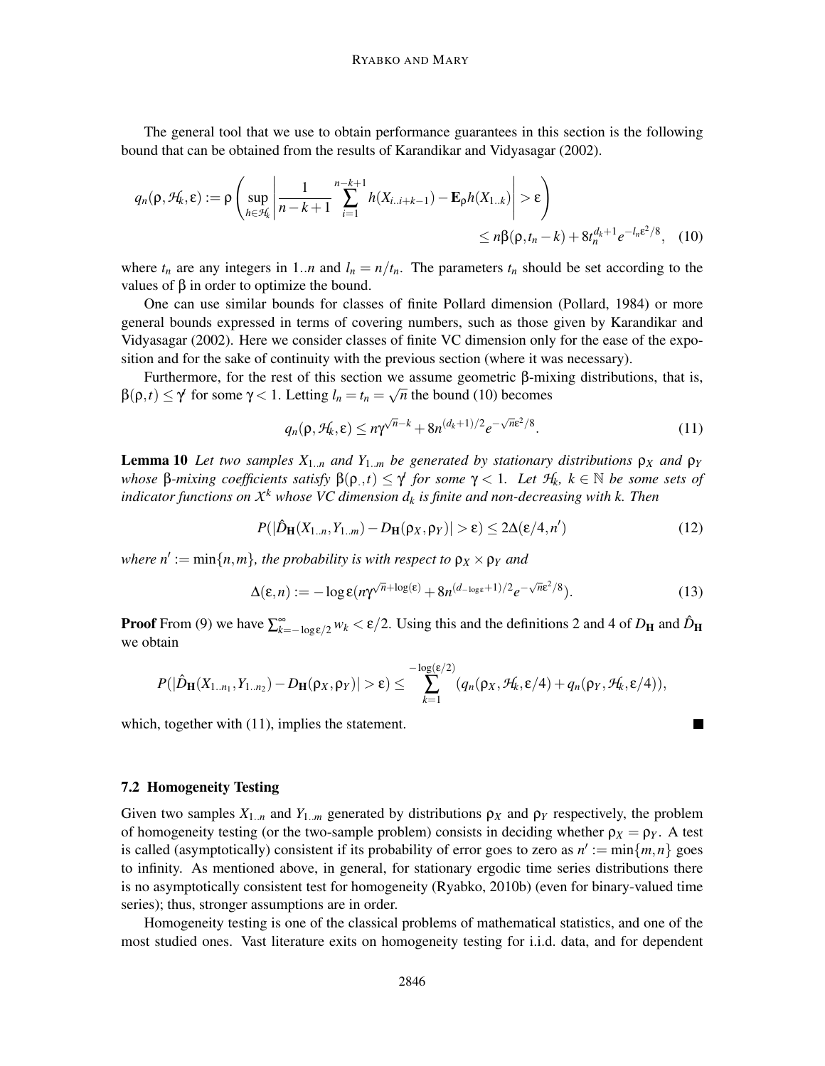The general tool that we use to obtain performance guarantees in this section is the following bound that can be obtained from the results of Karandikar and Vidyasagar (2002).

$$q_n(\rho, \mathcal{H}_k, \varepsilon) := \rho\left(\sup_{h\in\mathcal{H}_k}\left|\frac{1}{n-k+1}\sum_{i=1}^{n-k+1} h(X_{i..i+k-1}) - \mathbf{E}_\rho h(X_{1..k})\right| > \varepsilon\right) \le n\beta(\rho, t_n - k) + 8t_n^{d_k+1}e^{-l_n\varepsilon^2/8}, \quad (10)$$

where $t_n$ are any integers in $1..n$ and $l_n = n/t_n$. The parameters $t_n$ should be set according to the values of $\beta$ in order to optimize the bound.

One can use similar bounds for classes of finite Pollard dimension (Pollard, 1984) or more general bounds expressed in terms of covering numbers, such as those given by Karandikar and Vidyasagar (2002). Here we consider classes of finite VC dimension only for the ease of the exposition and for the sake of continuity with the previous section (where it was necessary).

Furthermore, for the rest of this section we assume geometric $\beta$-mixing distributions, that is, $\beta(\rho, t) \le \gamma^t$ for some $\gamma < 1$. Letting $l_n = t_n = \sqrt{n}$ the bound (10) becomes

$$q_n(\rho, \mathcal{H}_k, \varepsilon) \le n\gamma^{\sqrt{n}-k} + 8n^{(d_k+1)/2}e^{-\sqrt{n}\varepsilon^2/8}. \quad (11)$$

**Lemma 10** *Let two samples $X_{1..n}$ and $Y_{1..m}$ be generated by stationary distributions $\rho_X$ and $\rho_Y$ whose $\beta$-mixing coefficients satisfy $\beta(\rho_., t) \le \gamma^t$ for some $\gamma < 1$. Let $\mathcal{H}_k$, $k \in \mathbb{N}$ be some sets of indicator functions on $\mathcal{X}^k$ whose VC dimension $d_k$ is finite and non-decreasing with $k$. Then*

$$P(|\hat{D}_{\mathbf{H}}(X_{1..n}, Y_{1..m}) - D_{\mathbf{H}}(\rho_X, \rho_Y)| > \varepsilon) \le 2\Delta(\varepsilon/4, n') \quad (12)$$

*where $n' := \min\{n, m\}$, the probability is with respect to $\rho_X \times \rho_Y$ and*

$$\Delta(\varepsilon, n) := -\log\varepsilon(n\gamma^{\sqrt{n}+\log(\varepsilon)} + 8n^{(d_{-\log\varepsilon}+1)/2}e^{-\sqrt{n}\varepsilon^2/8}). \quad (13)$$

**Proof** From (9) we have $\sum_{k=-\log\varepsilon/2}^{\infty} w_k < \varepsilon/2$. Using this and the definitions 2 and 4 of $D_{\mathbf{H}}$ and $\hat{D}_{\mathbf{H}}$ we obtain

$$P(|\hat{D}_{\mathbf{H}}(X_{1..n_1}, Y_{1..n_2}) - D_{\mathbf{H}}(\rho_X, \rho_Y)| > \varepsilon) \le \sum_{k=1}^{-\log(\varepsilon/2)} (q_n(\rho_X, \mathcal{H}_k, \varepsilon/4) + q_n(\rho_Y, \mathcal{H}_k, \varepsilon/4)),$$

which, together with (11), implies the statement. ∎

### 7.2 Homogeneity Testing

Given two samples $X_{1..n}$ and $Y_{1..m}$ generated by distributions $\rho_X$ and $\rho_Y$ respectively, the problem of homogeneity testing (or the two-sample problem) consists in deciding whether $\rho_X = \rho_Y$. A test is called (asymptotically) consistent if its probability of error goes to zero as $n' := \min\{m, n\}$ goes to infinity. As mentioned above, in general, for stationary ergodic time series distributions there is no asymptotically consistent test for homogeneity (Ryabko, 2010b) (even for binary-valued time series); thus, stronger assumptions are in order.

Homogeneity testing is one of the classical problems of mathematical statistics, and one of the most studied ones. Vast literature exits on homogeneity testing for i.i.d. data, and for dependent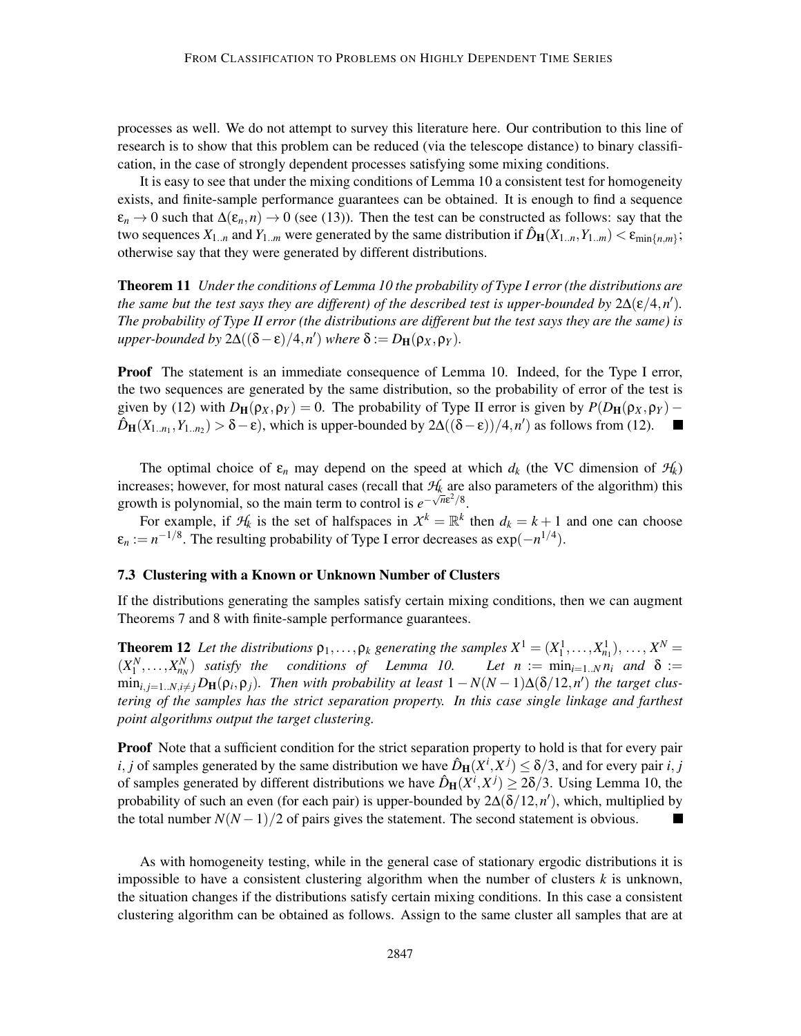processes as well. We do not attempt to survey this literature here. Our contribution to this line of research is to show that this problem can be reduced (via the telescope distance) to binary classification, in the case of strongly dependent processes satisfying some mixing conditions.

It is easy to see that under the mixing conditions of Lemma 10 a consistent test for homogeneity exists, and finite-sample performance guarantees can be obtained. It is enough to find a sequence $\varepsilon_n \to 0$ such that $\Delta(\varepsilon_n, n) \to 0$ (see (13)). Then the test can be constructed as follows: say that the two sequences $X_{1..n}$ and $Y_{1..m}$ were generated by the same distribution if $\hat{D}_{\mathbf{H}}(X_{1..n}, Y_{1..m}) < \varepsilon_{\min\{n,m\}}$; otherwise say that they were generated by different distributions.

**Theorem 11** *Under the conditions of Lemma 10 the probability of Type I error (the distributions are the same but the test says they are different) of the described test is upper-bounded by $2\Delta(\varepsilon/4, n')$. The probability of Type II error (the distributions are different but the test says they are the same) is upper-bounded by $2\Delta((\delta - \varepsilon)/4, n')$ where $\delta := D_{\mathbf{H}}(\rho_X, \rho_Y)$.*

**Proof** The statement is an immediate consequence of Lemma 10. Indeed, for the Type I error, the two sequences are generated by the same distribution, so the probability of error of the test is given by (12) with $D_{\mathbf{H}}(\rho_X, \rho_Y) = 0$. The probability of Type II error is given by $P(D_{\mathbf{H}}(\rho_X, \rho_Y) - \hat{D}_{\mathbf{H}}(X_{1..n_1}, Y_{1..n_2}) > \delta - \varepsilon)$, which is upper-bounded by $2\Delta((\delta - \varepsilon))/4, n')$ as follows from (12). ∎

The optimal choice of $\varepsilon_n$ may depend on the speed at which $d_k$ (the VC dimension of $\mathcal{H}_k$) increases; however, for most natural cases (recall that $\mathcal{H}_k$ are also parameters of the algorithm) this growth is polynomial, so the main term to control is $e^{-\sqrt{n}\varepsilon^2/8}$.

For example, if $\mathcal{H}_k$ is the set of halfspaces in $\mathcal{X}^k = \mathbb{R}^k$ then $d_k = k + 1$ and one can choose $\varepsilon_n := n^{-1/8}$. The resulting probability of Type I error decreases as $\exp(-n^{1/4})$.

### 7.3 Clustering with a Known or Unknown Number of Clusters

If the distributions generating the samples satisfy certain mixing conditions, then we can augment Theorems 7 and 8 with finite-sample performance guarantees.

**Theorem 12** *Let the distributions $\rho_1, \dots, \rho_k$ generating the samples $X^1 = (X^1_1, \dots, X^1_{n_1}), \dots, X^N = (X^N_1, \dots, X^N_{n_N})$ satisfy the conditions of Lemma 10. Let $n := \min_{i=1..N} n_i$ and $\delta := \min_{i,j=1..N, i\neq j} D_{\mathbf{H}}(\rho_i, \rho_j)$. Then with probability at least $1 - N(N-1)\Delta(\delta/12, n')$ the target clustering of the samples has the strict separation property. In this case single linkage and farthest point algorithms output the target clustering.*

**Proof** Note that a sufficient condition for the strict separation property to hold is that for every pair $i, j$ of samples generated by the same distribution we have $\hat{D}_{\mathbf{H}}(X^i, X^j) \leq \delta/3$, and for every pair $i, j$ of samples generated by different distributions we have $\hat{D}_{\mathbf{H}}(X^i, X^j) \geq 2\delta/3$. Using Lemma 10, the probability of such an even (for each pair) is upper-bounded by $2\Delta(\delta/12, n')$, which, multiplied by the total number $N(N-1)/2$ of pairs gives the statement. The second statement is obvious. ∎

As with homogeneity testing, while in the general case of stationary ergodic distributions it is impossible to have a consistent clustering algorithm when the number of clusters $k$ is unknown, the situation changes if the distributions satisfy certain mixing conditions. In this case a consistent clustering algorithm can be obtained as follows. Assign to the same cluster all samples that are at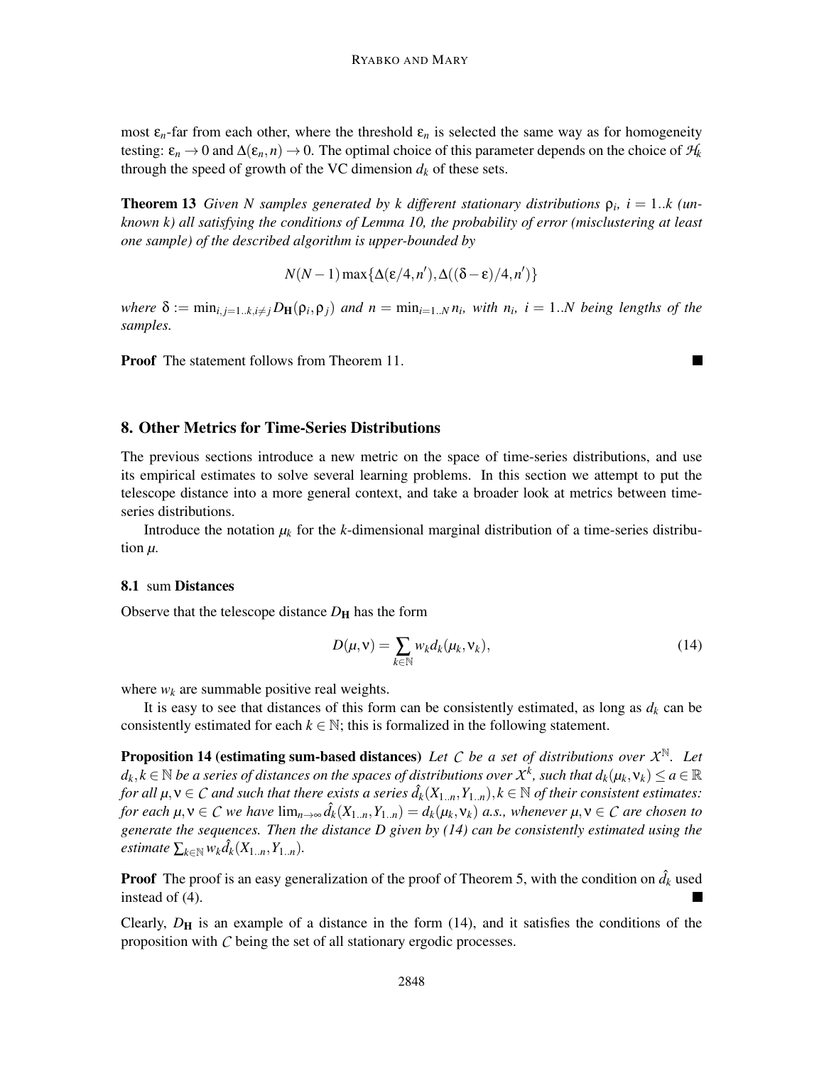most $\varepsilon_n$-far from each other, where the threshold $\varepsilon_n$ is selected the same way as for homogeneity testing: $\varepsilon_n \to 0$ and $\Delta(\varepsilon_n, n) \to 0$. The optimal choice of this parameter depends on the choice of $\mathcal{H}_k$ through the speed of growth of the VC dimension $d_k$ of these sets.

**Theorem 13** *Given $N$ samples generated by $k$ different stationary distributions $\rho_i$, $i = 1..k$ (unknown $k$) all satisfying the conditions of Lemma 10, the probability of error (misclustering at least one sample) of the described algorithm is upper-bounded by*

$$N(N-1)\max\{\Delta(\varepsilon/4, n'), \Delta((\delta-\varepsilon)/4, n')\}$$

*where $\delta := \min_{i,j=1..k, i\neq j} D_{\mathbf{H}}(\rho_i, \rho_j)$ and $n = \min_{i=1..N} n_i$, with $n_i$, $i = 1..N$ being lengths of the samples.*

**Proof** The statement follows from Theorem 11. ■

## 8. Other Metrics for Time-Series Distributions

The previous sections introduce a new metric on the space of time-series distributions, and use its empirical estimates to solve several learning problems. In this section we attempt to put the telescope distance into a more general context, and take a broader look at metrics between time-series distributions.

Introduce the notation $\mu_k$ for the $k$-dimensional marginal distribution of a time-series distribution $\mu$.

### 8.1 sum Distances

Observe that the telescope distance $D_{\mathbf{H}}$ has the form

$$D(\mu, \nu) = \sum_{k\in\mathbb{N}} w_k d_k(\mu_k, \nu_k), \tag{14}$$

where $w_k$ are summable positive real weights.

It is easy to see that distances of this form can be consistently estimated, as long as $d_k$ can be consistently estimated for each $k \in \mathbb{N}$; this is formalized in the following statement.

**Proposition 14 (estimating sum-based distances)** *Let $\mathcal{C}$ be a set of distributions over $\mathcal{X}^{\mathbb{N}}$. Let $d_k, k \in \mathbb{N}$ be a series of distances on the spaces of distributions over $\mathcal{X}^k$, such that $d_k(\mu_k, \nu_k) \leq a \in \mathbb{R}$ for all $\mu, \nu \in \mathcal{C}$ and such that there exists a series $\hat{d}_k(X_{1..n}, Y_{1..n}), k \in \mathbb{N}$ of their consistent estimates: for each $\mu, \nu \in \mathcal{C}$ we have $\lim_{n\to\infty} \hat{d}_k(X_{1..n}, Y_{1..n}) = d_k(\mu_k, \nu_k)$ a.s., whenever $\mu, \nu \in \mathcal{C}$ are chosen to generate the sequences. Then the distance $D$ given by (14) can be consistently estimated using the estimate $\sum_{k\in\mathbb{N}} w_k \hat{d}_k(X_{1..n}, Y_{1..n})$.*

**Proof** The proof is an easy generalization of the proof of Theorem 5, with the condition on $\hat{d}_k$ used instead of (4). ■

Clearly, $D_{\mathbf{H}}$ is an example of a distance in the form (14), and it satisfies the conditions of the proposition with $\mathcal{C}$ being the set of all stationary ergodic processes.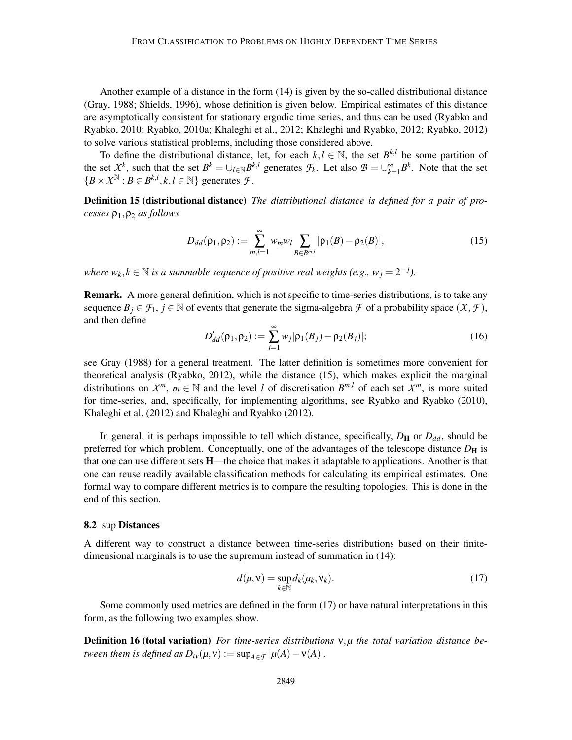Another example of a distance in the form (14) is given by the so-called distributional distance (Gray, 1988; Shields, 1996), whose definition is given below. Empirical estimates of this distance are asymptotically consistent for stationary ergodic time series, and thus can be used (Ryabko and Ryabko, 2010; Ryabko, 2010a; Khaleghi et al., 2012; Khaleghi and Ryabko, 2012; Ryabko, 2012) to solve various statistical problems, including those considered above.

To define the distributional distance, let, for each $k,l \in \mathbb{N}$, the set $B^{k,l}$ be some partition of the set $\mathcal{X}^k$, such that the set $B^k = \cup_{l\in\mathbb{N}} B^{k,l}$ generates $\mathcal{F}_k$. Let also $\mathcal{B} = \cup_{k=1}^{\infty} B^k$. Note that the set $\{B \times \mathcal{X}^{\mathbb{N}} : B \in B^{k,l}, k,l \in \mathbb{N}\}$ generates $\mathcal{F}$.

**Definition 15 (distributional distance)** *The distributional distance is defined for a pair of processes $\rho_1, \rho_2$ as follows*

$$D_{dd}(\rho_1,\rho_2) := \sum_{m,l=1}^{\infty} w_m w_l \sum_{B\in B^{m,l}} |\rho_1(B) - \rho_2(B)|, \tag{15}$$

*where $w_k, k \in \mathbb{N}$ is a summable sequence of positive real weights (e.g., $w_j = 2^{-j}$).*

**Remark.** A more general definition, which is not specific to time-series distributions, is to take any sequence $B_j \in \mathcal{F}_1$, $j \in \mathbb{N}$ of events that generate the sigma-algebra $\mathcal{F}$ of a probability space $(\mathcal{X}, \mathcal{F})$, and then define

$$D'_{dd}(\rho_1,\rho_2) := \sum_{j=1}^{\infty} w_j |\rho_1(B_j) - \rho_2(B_j)|; \tag{16}$$

see Gray (1988) for a general treatment. The latter definition is sometimes more convenient for theoretical analysis (Ryabko, 2012), while the distance (15), which makes explicit the marginal distributions on $\mathcal{X}^m$, $m \in \mathbb{N}$ and the level $l$ of discretisation $B^{m,l}$ of each set $\mathcal{X}^m$, is more suited for time-series, and, specifically, for implementing algorithms, see Ryabko and Ryabko (2010), Khaleghi et al. (2012) and Khaleghi and Ryabko (2012).

In general, it is perhaps impossible to tell which distance, specifically, $D_{\mathbf{H}}$ or $D_{dd}$, should be preferred for which problem. Conceptually, one of the advantages of the telescope distance $D_{\mathbf{H}}$ is that one can use different sets $\mathbf{H}$—the choice that makes it adaptable to applications. Another is that one can reuse readily available classification methods for calculating its empirical estimates. One formal way to compare different metrics is to compare the resulting topologies. This is done in the end of this section.

### 8.2 sup Distances

A different way to construct a distance between time-series distributions based on their finite-dimensional marginals is to use the supremum instead of summation in (14):

$$d(\mu,\nu) = \sup_{k\in\mathbb{N}} d_k(\mu_k,\nu_k). \tag{17}$$

Some commonly used metrics are defined in the form (17) or have natural interpretations in this form, as the following two examples show.

**Definition 16 (total variation)** *For time-series distributions $\nu,\mu$ the total variation distance between them is defined as $D_{tv}(\mu,\nu) := \sup_{A\in\mathcal{F}} |\mu(A) - \nu(A)|$.*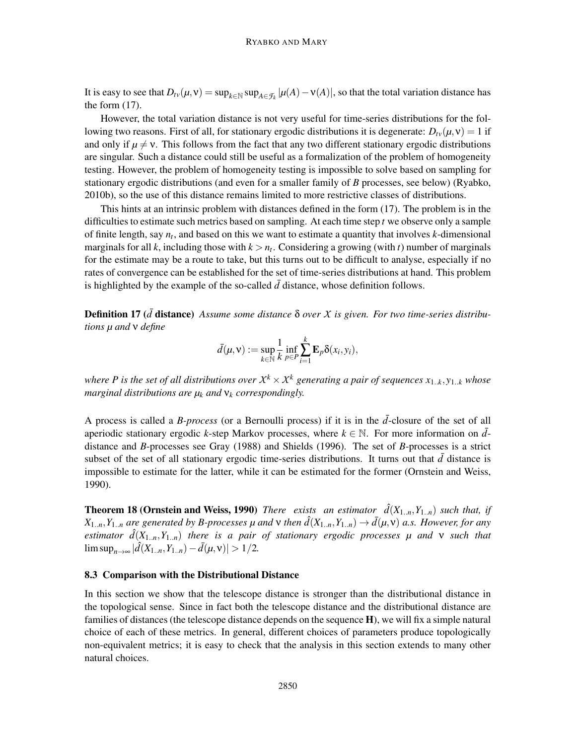It is easy to see that $D_{tv}(\mu,\nu) = \sup_{k\in\mathbb{N}} \sup_{A\in\mathcal{F}_k} |\mu(A)-\nu(A)|$, so that the total variation distance has the form (17).

However, the total variation distance is not very useful for time-series distributions for the following two reasons. First of all, for stationary ergodic distributions it is degenerate: $D_{tv}(\mu,\nu) = 1$ if and only if $\mu \neq \nu$. This follows from the fact that any two different stationary ergodic distributions are singular. Such a distance could still be useful as a formalization of the problem of homogeneity testing. However, the problem of homogeneity testing is impossible to solve based on sampling for stationary ergodic distributions (and even for a smaller family of *B* processes, see below) (Ryabko, 2010b), so the use of this distance remains limited to more restrictive classes of distributions.

This hints at an intrinsic problem with distances defined in the form (17). The problem is in the difficulties to estimate such metrics based on sampling. At each time step $t$ we observe only a sample of finite length, say $n_t$, and based on this we want to estimate a quantity that involves $k$-dimensional marginals for all $k$, including those with $k > n_t$. Considering a growing (with $t$) number of marginals for the estimate may be a route to take, but this turns out to be difficult to analyse, especially if no rates of convergence can be established for the set of time-series distributions at hand. This problem is highlighted by the example of the so-called $\bar{d}$ distance, whose definition follows.

**Definition 17 ($\bar{d}$ distance)** *Assume some distance $\delta$ over $\mathcal{X}$ is given. For two time-series distributions $\mu$ and $\nu$ define*

$$\bar{d}(\mu,\nu) := \sup_{k\in\mathbb{N}} \frac{1}{k} \inf_{p\in P} \sum_{i=1}^{k} \mathbf{E}_p \delta(x_i, y_i),$$

*where $P$ is the set of all distributions over $\mathcal{X}^k \times \mathcal{X}^k$ generating a pair of sequences $x_{1..k}, y_{1..k}$ whose marginal distributions are $\mu_k$ and $\nu_k$ correspondingly.*

A process is called a *B-process* (or a Bernoulli process) if it is in the $\bar{d}$-closure of the set of all aperiodic stationary ergodic $k$-step Markov processes, where $k \in \mathbb{N}$. For more information on $\bar{d}$-distance and *B*-processes see Gray (1988) and Shields (1996). The set of *B*-processes is a strict subset of the set of all stationary ergodic time-series distributions. It turns out that $\bar{d}$ distance is impossible to estimate for the latter, while it can be estimated for the former (Ornstein and Weiss, 1990).

**Theorem 18 (Ornstein and Weiss, 1990)** *There exists an estimator $\hat{d}(X_{1..n}, Y_{1..n})$ such that, if $X_{1..n}, Y_{1..n}$ are generated by B-processes $\mu$ and $\nu$ then $\hat{d}(X_{1..n}, Y_{1..n}) \to \bar{d}(\mu,\nu)$ a.s. However, for any estimator $\hat{d}(X_{1..n}, Y_{1..n})$ there is a pair of stationary ergodic processes $\mu$ and $\nu$ such that $\limsup_{n\to\infty} |\hat{d}(X_{1..n}, Y_{1..n}) - \bar{d}(\mu,\nu)| > 1/2$.*

### 8.3 Comparison with the Distributional Distance

In this section we show that the telescope distance is stronger than the distributional distance in the topological sense. Since in fact both the telescope distance and the distributional distance are families of distances (the telescope distance depends on the sequence $\mathbf{H}$), we will fix a simple natural choice of each of these metrics. In general, different choices of parameters produce topologically non-equivalent metrics; it is easy to check that the analysis in this section extends to many other natural choices.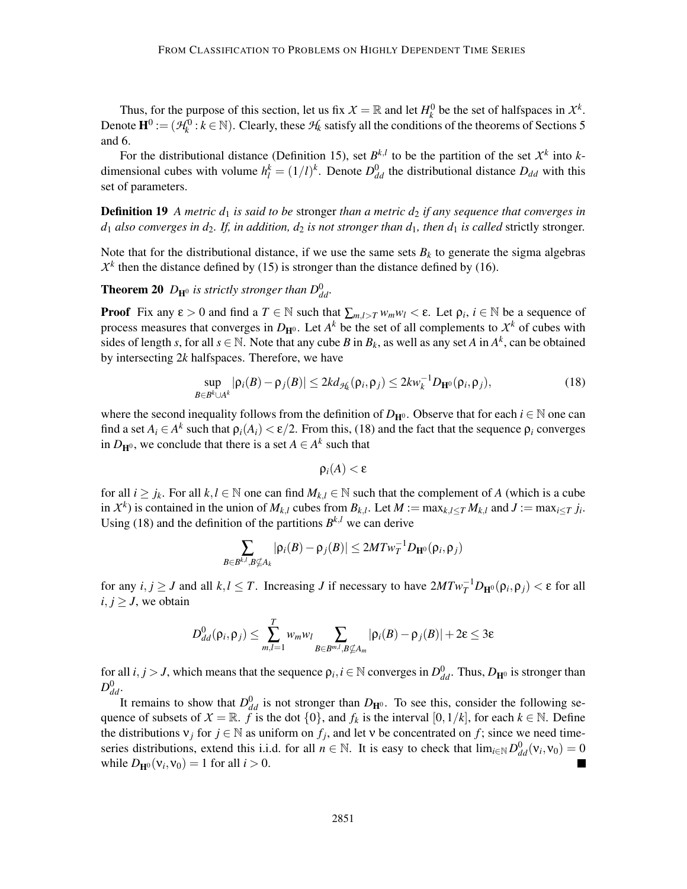Thus, for the purpose of this section, let us fix $\mathcal{X} = \mathbb{R}$ and let $H_k^0$ be the set of halfspaces in $\mathcal{X}^k$. Denote $\mathbf{H}^0 := (\mathcal{H}_k^0 : k \in \mathbb{N})$. Clearly, these $\mathcal{H}_k$ satisfy all the conditions of the theorems of Sections 5 and 6.

For the distributional distance (Definition 15), set $B^{k,l}$ to be the partition of the set $\mathcal{X}^k$ into $k$-dimensional cubes with volume $h_l^k = (1/l)^k$. Denote $D_{dd}^0$ the distributional distance $D_{dd}$ with this set of parameters.

**Definition 19** *A metric $d_1$ is said to be* stronger *than a metric $d_2$ if any sequence that converges in $d_1$ also converges in $d_2$. If, in addition, $d_2$ is not stronger than $d_1$, then $d_1$ is called* strictly stronger.

Note that for the distributional distance, if we use the same sets $B_k$ to generate the sigma algebras $\mathcal{X}^k$ then the distance defined by (15) is stronger than the distance defined by (16).

**Theorem 20** *$D_{\mathbf{H}^0}$ is strictly stronger than $D_{dd}^0$.*

**Proof** Fix any $\varepsilon > 0$ and find a $T \in \mathbb{N}$ such that $\sum_{m,l>T} w_m w_l < \varepsilon$. Let $\rho_i$, $i \in \mathbb{N}$ be a sequence of process measures that converges in $D_{\mathbf{H}^0}$. Let $A^k$ be the set of all complements to $\mathcal{X}^k$ of cubes with sides of length $s$, for all $s \in \mathbb{N}$. Note that any cube $B$ in $B_k$, as well as any set $A$ in $A^k$, can be obtained by intersecting $2k$ halfspaces. Therefore, we have

$$\sup_{B \in B^k \cup A^k} |\rho_i(B) - \rho_j(B)| \leq 2k d_{\mathcal{H}_k}(\rho_i, \rho_j) \leq 2k w_k^{-1} D_{\mathbf{H}^0}(\rho_i, \rho_j), \tag{18}$$

where the second inequality follows from the definition of $D_{\mathbf{H}^0}$. Observe that for each $i \in \mathbb{N}$ one can find a set $A_i \in A^k$ such that $\rho_i(A_i) < \varepsilon/2$. From this, (18) and the fact that the sequence $\rho_i$ converges in $D_{\mathbf{H}^0}$, we conclude that there is a set $A \in A^k$ such that

$$\rho_i(A) < \varepsilon$$

for all $i \geq j_k$. For all $k, l \in \mathbb{N}$ one can find $M_{k,l} \in \mathbb{N}$ such that the complement of $A$ (which is a cube in $\mathcal{X}^k$) is contained in the union of $M_{k,l}$ cubes from $B_{k,l}$. Let $M := \max_{k,l \leq T} M_{k,l}$ and $J := \max_{i \leq T} j_i$. Using (18) and the definition of the partitions $B^{k,l}$ we can derive

$$\sum_{B \in B^{k,l}, B \not\subseteq A_k} |\rho_i(B) - \rho_j(B)| \leq 2MT w_T^{-1} D_{\mathbf{H}^0}(\rho_i, \rho_j)$$

for any $i, j \geq J$ and all $k, l \leq T$. Increasing $J$ if necessary to have $2MT w_T^{-1} D_{\mathbf{H}^0}(\rho_i, \rho_j) < \varepsilon$ for all $i, j \geq J$, we obtain

$$D_{dd}^0(\rho_i, \rho_j) \leq \sum_{m,l=1}^{T} w_m w_l \sum_{B \in B^{m,l}, B \not\subseteq A_m} |\rho_i(B) - \rho_j(B)| + 2\varepsilon \leq 3\varepsilon$$

for all $i, j > J$, which means that the sequence $\rho_i, i \in \mathbb{N}$ converges in $D_{dd}^0$. Thus, $D_{\mathbf{H}^0}$ is stronger than $D_{dd}^0$.

It remains to show that $D_{dd}^0$ is not stronger than $D_{\mathbf{H}^0}$. To see this, consider the following sequence of subsets of $\mathcal{X} = \mathbb{R}$. $f$ is the dot $\{0\}$, and $f_k$ is the interval $[0, 1/k]$, for each $k \in \mathbb{N}$. Define the distributions $\nu_j$ for $j \in \mathbb{N}$ as uniform on $f_j$, and let $\nu$ be concentrated on $f$; since we need time-series distributions, extend this i.i.d. for all $n \in \mathbb{N}$. It is easy to check that $\lim_{i \in \mathbb{N}} D_{dd}^0(\nu_i, \nu_0) = 0$ while $D_{\mathbf{H}^0}(\nu_i, \nu_0) = 1$ for all $i > 0$. ■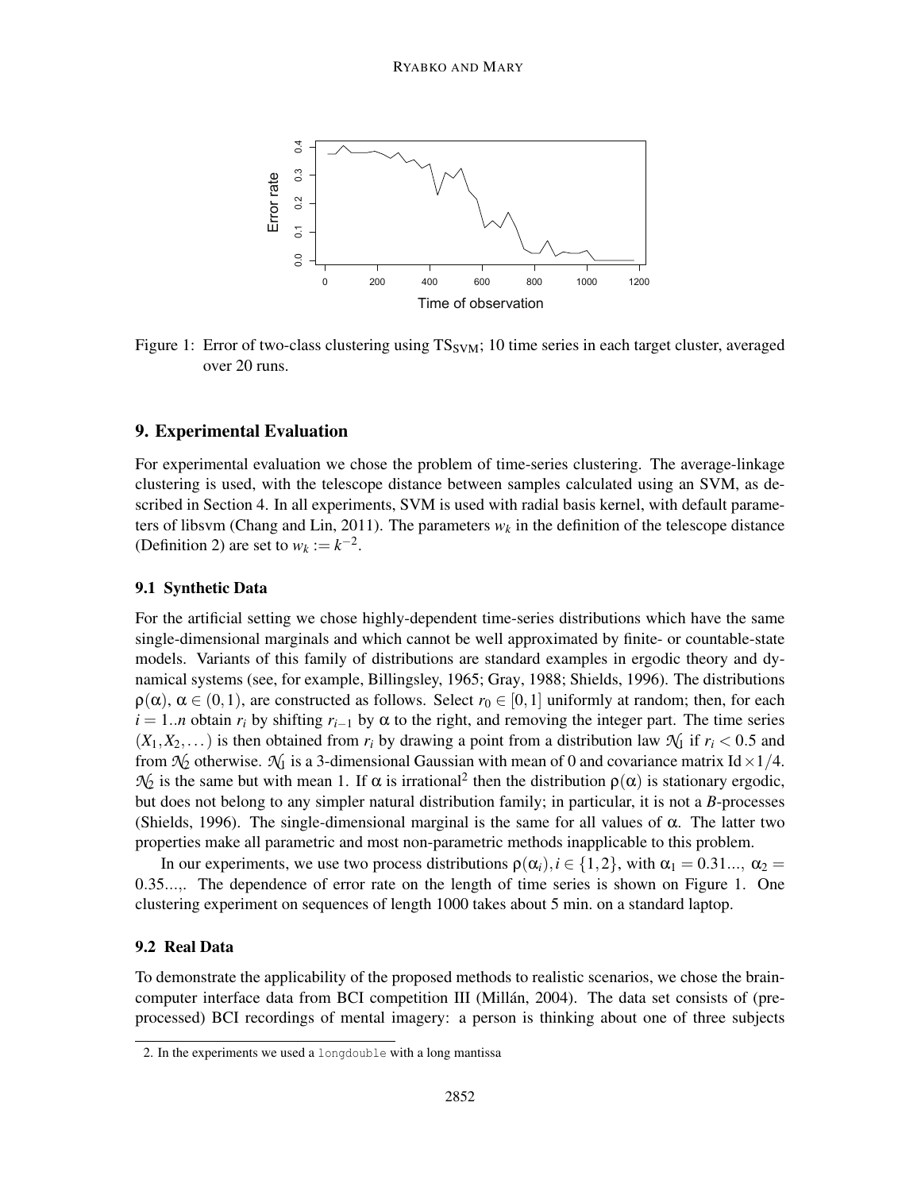Figure 1: Error of two-class clustering using $TS_{SVM}$; 10 time series in each target cluster, averaged over 20 runs.

## 9. Experimental Evaluation

For experimental evaluation we chose the problem of time-series clustering. The average-linkage clustering is used, with the telescope distance between samples calculated using an SVM, as described in Section 4. In all experiments, SVM is used with radial basis kernel, with default parameters of libsvm (Chang and Lin, 2011). The parameters $w_k$ in the definition of the telescope distance (Definition 2) are set to $w_k := k^{-2}$.

### 9.1 Synthetic Data

For the artificial setting we chose highly-dependent time-series distributions which have the same single-dimensional marginals and which cannot be well approximated by finite- or countable-state models. Variants of this family of distributions are standard examples in ergodic theory and dynamical systems (see, for example, Billingsley, 1965; Gray, 1988; Shields, 1996). The distributions $\rho(\alpha)$, $\alpha \in (0,1)$, are constructed as follows. Select $r_0 \in [0,1]$ uniformly at random; then, for each $i = 1..n$ obtain $r_i$ by shifting $r_{i-1}$ by $\alpha$ to the right, and removing the integer part. The time series $(X_1, X_2, \dots)$ is then obtained from $r_i$ by drawing a point from a distribution law $\mathcal{N}_1$ if $r_i < 0.5$ and from $\mathcal{N}_2$ otherwise. $\mathcal{N}_1$ is a 3-dimensional Gaussian with mean of 0 and covariance matrix $\text{Id} \times 1/4$. $\mathcal{N}_2$ is the same but with mean 1. If $\alpha$ is irrational[2] then the distribution $\rho(\alpha)$ is stationary ergodic, but does not belong to any simpler natural distribution family; in particular, it is not a *B*-processes (Shields, 1996). The single-dimensional marginal is the same for all values of $\alpha$. The latter two properties make all parametric and most non-parametric methods inapplicable to this problem.

In our experiments, we use two process distributions $\rho(\alpha_i), i \in \{1,2\}$, with $\alpha_1 = 0.31...$, $\alpha_2 = 0.35...$,. The dependence of error rate on the length of time series is shown on Figure 1. One clustering experiment on sequences of length 1000 takes about 5 min. on a standard laptop.

### 9.2 Real Data

To demonstrate the applicability of the proposed methods to realistic scenarios, we chose the brain-computer interface data from BCI competition III (Millán, 2004). The data set consists of (pre-processed) BCI recordings of mental imagery: a person is thinking about one of three subjects

2. In the experiments we used a `longdouble` with a long mantissa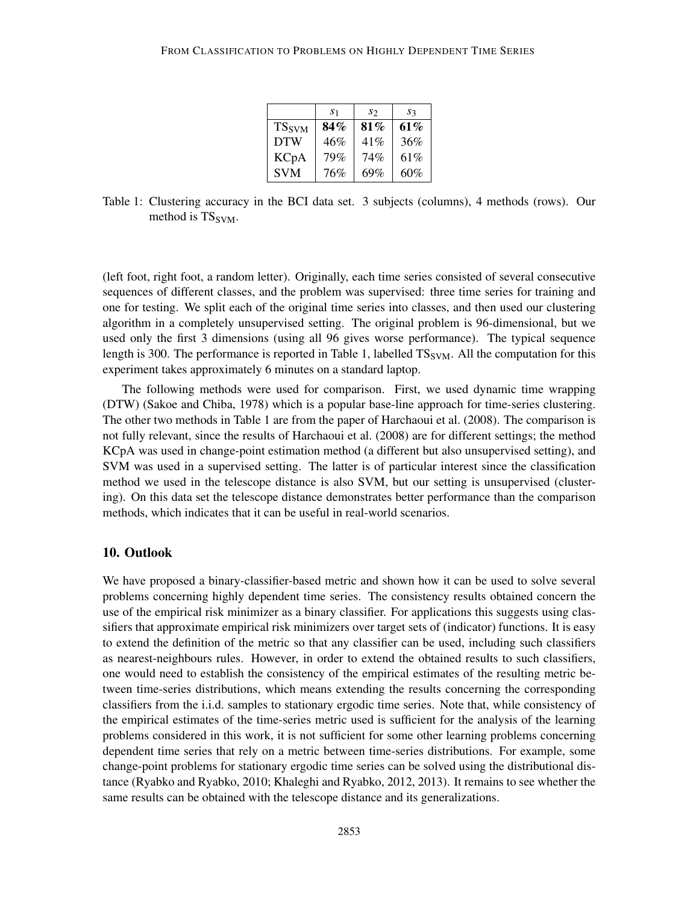|  | $s_1$ | $s_2$ | $s_3$ |
|---|---|---|---|
| $\text{TS}_{\text{SVM}}$ | **84%** | **81%** | **61%** |
| DTW | 46% | 41% | 36% |
| KCpA | 79% | 74% | 61% |
| SVM | 76% | 69% | 60% |

Table 1: Clustering accuracy in the BCI data set. 3 subjects (columns), 4 methods (rows). Our method is $\text{TS}_{\text{SVM}}$.

(left foot, right foot, a random letter). Originally, each time series consisted of several consecutive sequences of different classes, and the problem was supervised: three time series for training and one for testing. We split each of the original time series into classes, and then used our clustering algorithm in a completely unsupervised setting. The original problem is 96-dimensional, but we used only the first 3 dimensions (using all 96 gives worse performance). The typical sequence length is 300. The performance is reported in Table 1, labelled $\text{TS}_{\text{SVM}}$. All the computation for this experiment takes approximately 6 minutes on a standard laptop.

The following methods were used for comparison. First, we used dynamic time wrapping (DTW) (Sakoe and Chiba, 1978) which is a popular base-line approach for time-series clustering. The other two methods in Table 1 are from the paper of Harchaoui et al. (2008). The comparison is not fully relevant, since the results of Harchaoui et al. (2008) are for different settings; the method KCpA was used in change-point estimation method (a different but also unsupervised setting), and SVM was used in a supervised setting. The latter is of particular interest since the classification method we used in the telescope distance is also SVM, but our setting is unsupervised (clustering). On this data set the telescope distance demonstrates better performance than the comparison methods, which indicates that it can be useful in real-world scenarios.

## 10. Outlook

We have proposed a binary-classifier-based metric and shown how it can be used to solve several problems concerning highly dependent time series. The consistency results obtained concern the use of the empirical risk minimizer as a binary classifier. For applications this suggests using classifiers that approximate empirical risk minimizers over target sets of (indicator) functions. It is easy to extend the definition of the metric so that any classifier can be used, including such classifiers as nearest-neighbours rules. However, in order to extend the obtained results to such classifiers, one would need to establish the consistency of the empirical estimates of the resulting metric between time-series distributions, which means extending the results concerning the corresponding classifiers from the i.i.d. samples to stationary ergodic time series. Note that, while consistency of the empirical estimates of the time-series metric used is sufficient for the analysis of the learning problems considered in this work, it is not sufficient for some other learning problems concerning dependent time series that rely on a metric between time-series distributions. For example, some change-point problems for stationary ergodic time series can be solved using the distributional distance (Ryabko and Ryabko, 2010; Khaleghi and Ryabko, 2012, 2013). It remains to see whether the same results can be obtained with the telescope distance and its generalizations.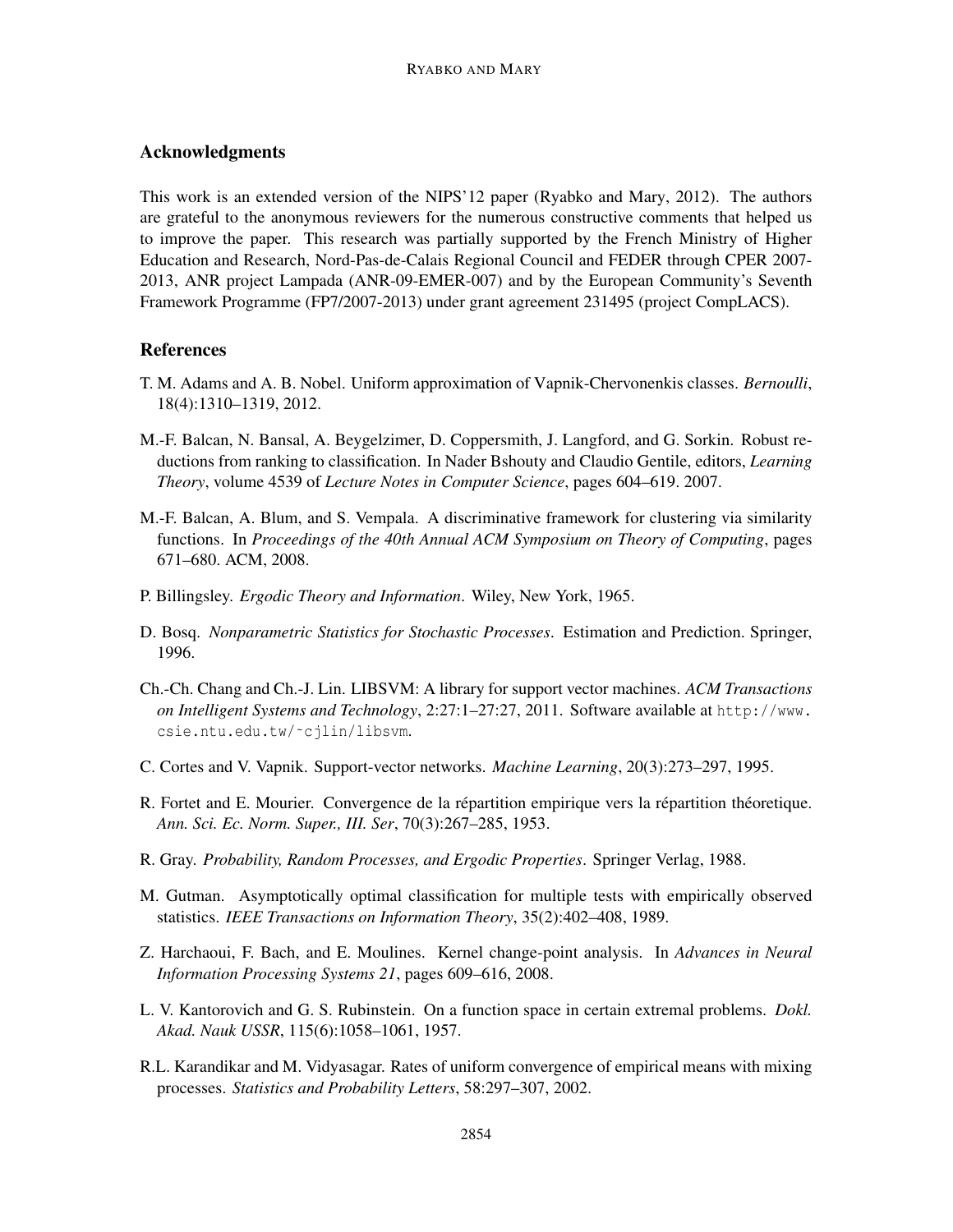## Acknowledgments

This work is an extended version of the NIPS'12 paper (Ryabko and Mary, 2012). The authors are grateful to the anonymous reviewers for the numerous constructive comments that helped us to improve the paper. This research was partially supported by the French Ministry of Higher Education and Research, Nord-Pas-de-Calais Regional Council and FEDER through CPER 2007-2013, ANR project Lampada (ANR-09-EMER-007) and by the European Community's Seventh Framework Programme (FP7/2007-2013) under grant agreement 231495 (project CompLACS).

## References

T. M. Adams and A. B. Nobel. Uniform approximation of Vapnik-Chervonenkis classes. *Bernoulli*, 18(4):1310–1319, 2012.

M.-F. Balcan, N. Bansal, A. Beygelzimer, D. Coppersmith, J. Langford, and G. Sorkin. Robust reductions from ranking to classification. In Nader Bshouty and Claudio Gentile, editors, *Learning Theory*, volume 4539 of *Lecture Notes in Computer Science*, pages 604–619. 2007.

M.-F. Balcan, A. Blum, and S. Vempala. A discriminative framework for clustering via similarity functions. In *Proceedings of the 40th Annual ACM Symposium on Theory of Computing*, pages 671–680. ACM, 2008.

P. Billingsley. *Ergodic Theory and Information*. Wiley, New York, 1965.

D. Bosq. *Nonparametric Statistics for Stochastic Processes*. Estimation and Prediction. Springer, 1996.

Ch.-Ch. Chang and Ch.-J. Lin. LIBSVM: A library for support vector machines. *ACM Transactions on Intelligent Systems and Technology*, 2:27:1–27:27, 2011. Software available at http://www.csie.ntu.edu.tw/~cjlin/libsvm.

C. Cortes and V. Vapnik. Support-vector networks. *Machine Learning*, 20(3):273–297, 1995.

R. Fortet and E. Mourier. Convergence de la répartition empirique vers la répartition théoretique. *Ann. Sci. Ec. Norm. Super., III. Ser*, 70(3):267–285, 1953.

R. Gray. *Probability, Random Processes, and Ergodic Properties*. Springer Verlag, 1988.

M. Gutman. Asymptotically optimal classification for multiple tests with empirically observed statistics. *IEEE Transactions on Information Theory*, 35(2):402–408, 1989.

Z. Harchaoui, F. Bach, and E. Moulines. Kernel change-point analysis. In *Advances in Neural Information Processing Systems 21*, pages 609–616, 2008.

L. V. Kantorovich and G. S. Rubinstein. On a function space in certain extremal problems. *Dokl. Akad. Nauk USSR*, 115(6):1058–1061, 1957.

R.L. Karandikar and M. Vidyasagar. Rates of uniform convergence of empirical means with mixing processes. *Statistics and Probability Letters*, 58:297–307, 2002.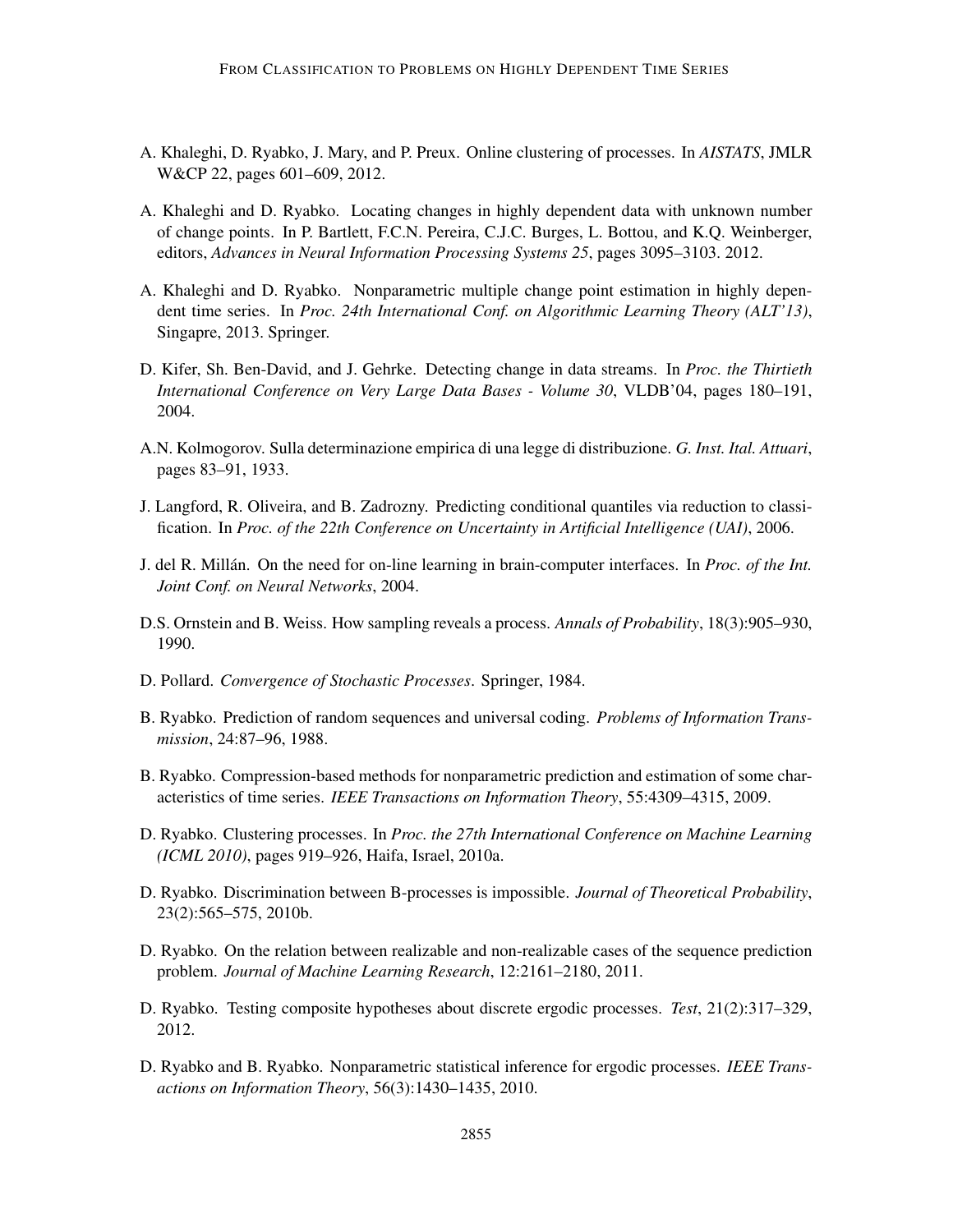A. Khaleghi, D. Ryabko, J. Mary, and P. Preux. Online clustering of processes. In *AISTATS*, JMLR W&CP 22, pages 601–609, 2012.

A. Khaleghi and D. Ryabko. Locating changes in highly dependent data with unknown number of change points. In P. Bartlett, F.C.N. Pereira, C.J.C. Burges, L. Bottou, and K.Q. Weinberger, editors, *Advances in Neural Information Processing Systems 25*, pages 3095–3103. 2012.

A. Khaleghi and D. Ryabko. Nonparametric multiple change point estimation in highly dependent time series. In *Proc. 24th International Conf. on Algorithmic Learning Theory (ALT'13)*, Singapre, 2013. Springer.

D. Kifer, Sh. Ben-David, and J. Gehrke. Detecting change in data streams. In *Proc. the Thirtieth International Conference on Very Large Data Bases - Volume 30*, VLDB'04, pages 180–191, 2004.

A.N. Kolmogorov. Sulla determinazione empirica di una legge di distribuzione. *G. Inst. Ital. Attuari*, pages 83–91, 1933.

J. Langford, R. Oliveira, and B. Zadrozny. Predicting conditional quantiles via reduction to classification. In *Proc. of the 22th Conference on Uncertainty in Artificial Intelligence (UAI)*, 2006.

J. del R. Millán. On the need for on-line learning in brain-computer interfaces. In *Proc. of the Int. Joint Conf. on Neural Networks*, 2004.

D.S. Ornstein and B. Weiss. How sampling reveals a process. *Annals of Probability*, 18(3):905–930, 1990.

D. Pollard. *Convergence of Stochastic Processes*. Springer, 1984.

B. Ryabko. Prediction of random sequences and universal coding. *Problems of Information Transmission*, 24:87–96, 1988.

B. Ryabko. Compression-based methods for nonparametric prediction and estimation of some characteristics of time series. *IEEE Transactions on Information Theory*, 55:4309–4315, 2009.

D. Ryabko. Clustering processes. In *Proc. the 27th International Conference on Machine Learning (ICML 2010)*, pages 919–926, Haifa, Israel, 2010a.

D. Ryabko. Discrimination between B-processes is impossible. *Journal of Theoretical Probability*, 23(2):565–575, 2010b.

D. Ryabko. On the relation between realizable and non-realizable cases of the sequence prediction problem. *Journal of Machine Learning Research*, 12:2161–2180, 2011.

D. Ryabko. Testing composite hypotheses about discrete ergodic processes. *Test*, 21(2):317–329, 2012.

D. Ryabko and B. Ryabko. Nonparametric statistical inference for ergodic processes. *IEEE Transactions on Information Theory*, 56(3):1430–1435, 2010.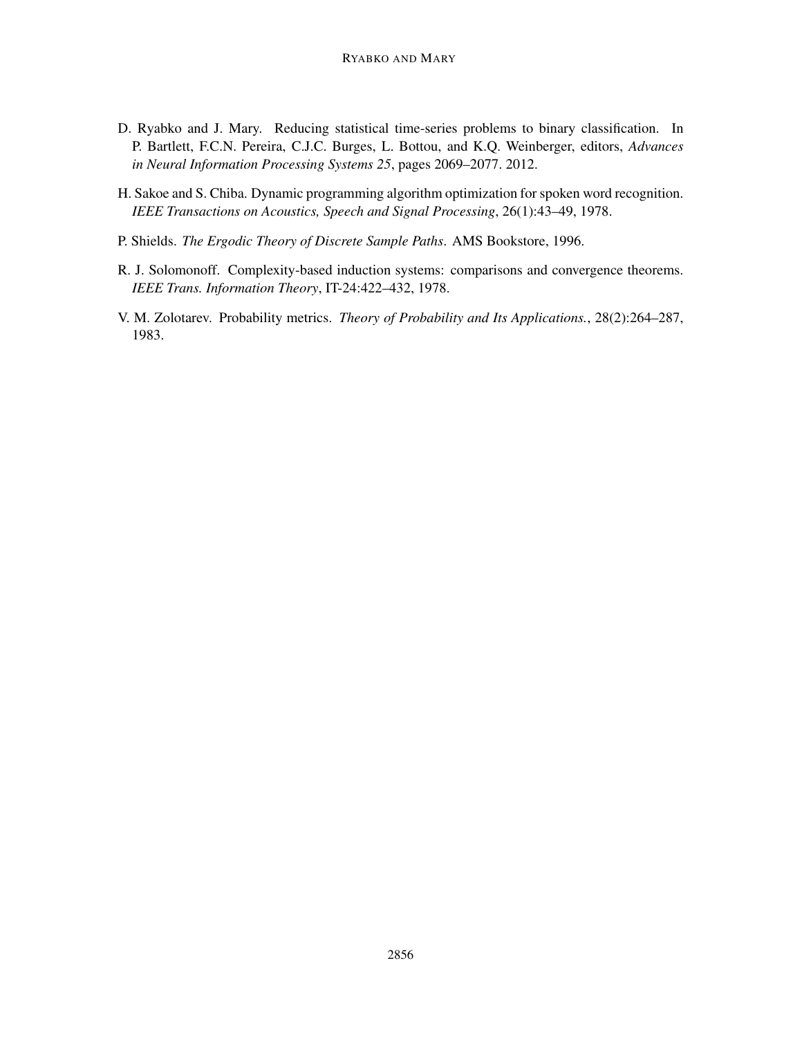D. Ryabko and J. Mary. Reducing statistical time-series problems to binary classification. In P. Bartlett, F.C.N. Pereira, C.J.C. Burges, L. Bottou, and K.Q. Weinberger, editors, *Advances in Neural Information Processing Systems 25*, pages 2069–2077. 2012.

H. Sakoe and S. Chiba. Dynamic programming algorithm optimization for spoken word recognition. *IEEE Transactions on Acoustics, Speech and Signal Processing*, 26(1):43–49, 1978.

P. Shields. *The Ergodic Theory of Discrete Sample Paths*. AMS Bookstore, 1996.

R. J. Solomonoff. Complexity-based induction systems: comparisons and convergence theorems. *IEEE Trans. Information Theory*, IT-24:422–432, 1978.

V. M. Zolotarev. Probability metrics. *Theory of Probability and Its Applications.*, 28(2):264–287, 1983.